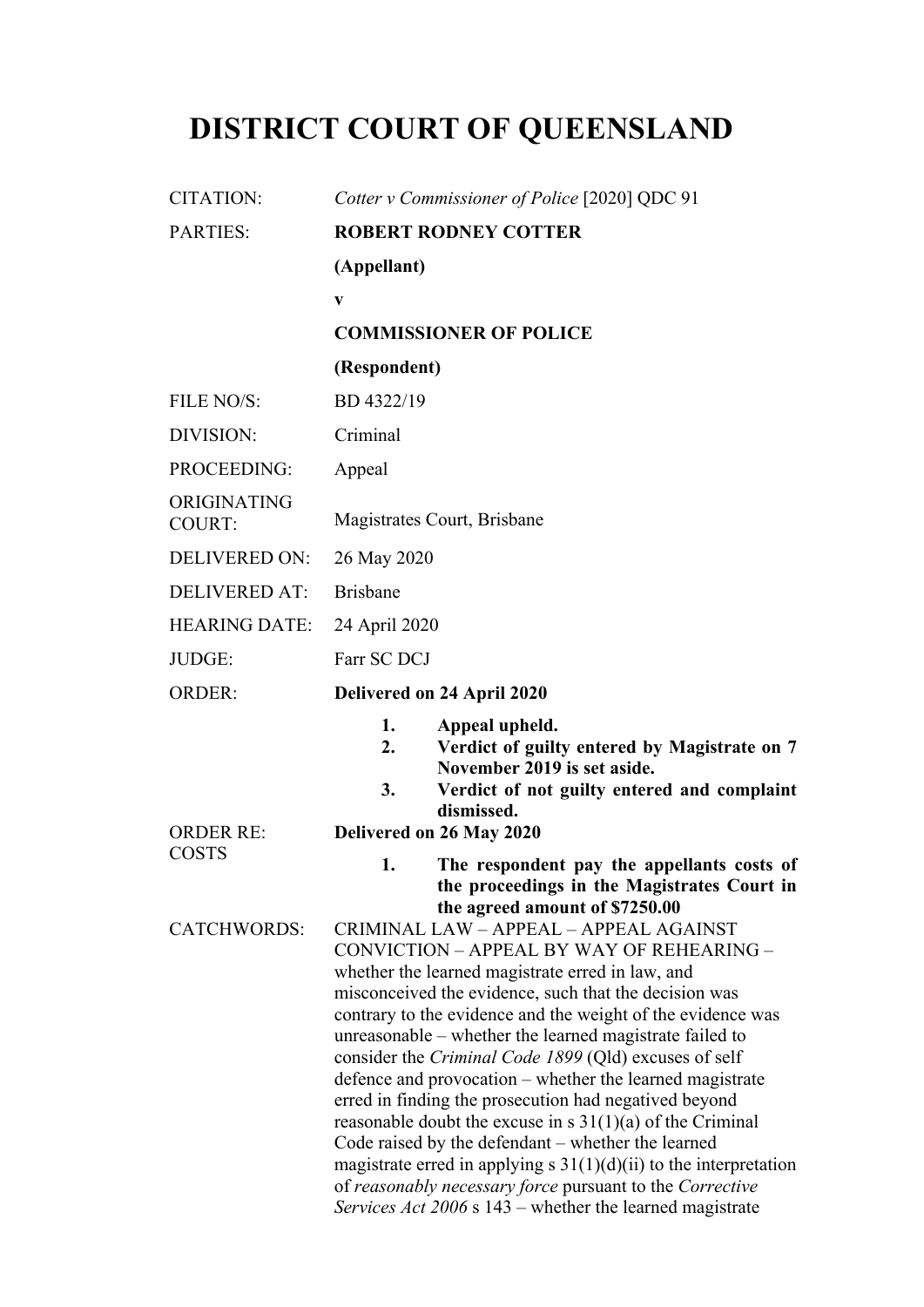# DISTRICT COURT OF QUEENSLAND

| | |
|---|---|
| CITATION: | *Cotter v Commissioner of Police* [2020] QDC 91 |
| PARTIES: | **ROBERT RODNEY COTTER**<br>**(Appellant)**<br>**v**<br>**COMMISSIONER OF POLICE**<br>**(Respondent)** |
| FILE NO/S: | BD 4322/19 |
| DIVISION: | Criminal |
| PROCEEDING: | Appeal |
| ORIGINATING COURT: | Magistrates Court, Brisbane |
| DELIVERED ON: | 26 May 2020 |
| DELIVERED AT: | Brisbane |
| HEARING DATE: | 24 April 2020 |
| JUDGE: | Farr SC DCJ |
| ORDER: | **Delivered on 24 April 2020**<br>**1. Appeal upheld.**<br>**2. Verdict of guilty entered by Magistrate on 7 November 2019 is set aside.**<br>**3. Verdict of not guilty entered and complaint dismissed.** |
| ORDER RE: COSTS | **Delivered on 26 May 2020**<br>**1. The respondent pay the appellants costs of the proceedings in the Magistrates Court in the agreed amount of $7250.00** |
| CATCHWORDS: | CRIMINAL LAW – APPEAL – APPEAL AGAINST CONVICTION – APPEAL BY WAY OF REHEARING – whether the learned magistrate erred in law, and misconceived the evidence, such that the decision was contrary to the evidence and the weight of the evidence was unreasonable – whether the learned magistrate failed to consider the *Criminal Code 1899* (Qld) excuses of self defence and provocation – whether the learned magistrate erred in finding the prosecution had negatived beyond reasonable doubt the excuse in s 31(1)(a) of the Criminal Code raised by the defendant – whether the learned magistrate erred in applying s 31(1)(d)(ii) to the interpretation of *reasonably necessary force* pursuant to the *Corrective Services Act 2006* s 143 – whether the learned magistrate |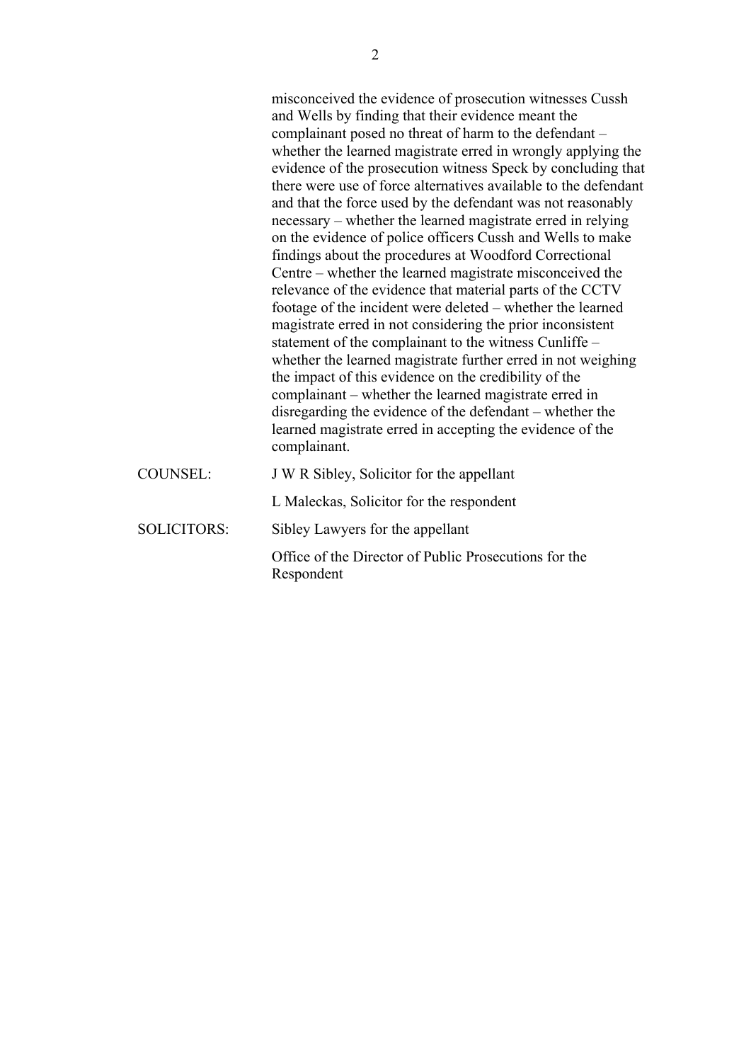misconceived the evidence of prosecution witnesses Cussh and Wells by finding that their evidence meant the complainant posed no threat of harm to the defendant – whether the learned magistrate erred in wrongly applying the evidence of the prosecution witness Speck by concluding that there were use of force alternatives available to the defendant and that the force used by the defendant was not reasonably necessary – whether the learned magistrate erred in relying on the evidence of police officers Cussh and Wells to make findings about the procedures at Woodford Correctional Centre – whether the learned magistrate misconceived the relevance of the evidence that material parts of the CCTV footage of the incident were deleted – whether the learned magistrate erred in not considering the prior inconsistent statement of the complainant to the witness Cunliffe – whether the learned magistrate further erred in not weighing the impact of this evidence on the credibility of the complainant – whether the learned magistrate erred in disregarding the evidence of the defendant – whether the learned magistrate erred in accepting the evidence of the complainant.

| | |
|---|---|
| COUNSEL: | J W R Sibley, Solicitor for the appellant |
| | L Maleckas, Solicitor for the respondent |
| SOLICITORS: | Sibley Lawyers for the appellant |
| | Office of the Director of Public Prosecutions for the Respondent |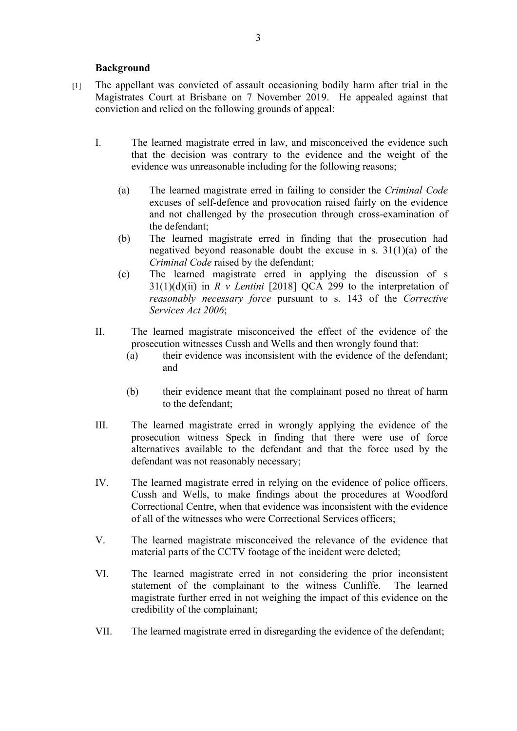**Background**

[1] The appellant was convicted of assault occasioning bodily harm after trial in the Magistrates Court at Brisbane on 7 November 2019. He appealed against that conviction and relied on the following grounds of appeal:

I. The learned magistrate erred in law, and misconceived the evidence such that the decision was contrary to the evidence and the weight of the evidence was unreasonable including for the following reasons;

  (a) The learned magistrate erred in failing to consider the *Criminal Code* excuses of self-defence and provocation raised fairly on the evidence and not challenged by the prosecution through cross-examination of the defendant;

  (b) The learned magistrate erred in finding that the prosecution had negatived beyond reasonable doubt the excuse in s. 31(1)(a) of the *Criminal Code* raised by the defendant;

  (c) The learned magistrate erred in applying the discussion of s 31(1)(d)(ii) in *R v Lentini* [2018] QCA 299 to the interpretation of *reasonably necessary force* pursuant to s. 143 of the *Corrective Services Act 2006*;

II. The learned magistrate misconceived the effect of the evidence of the prosecution witnesses Cussh and Wells and then wrongly found that:

  (a) their evidence was inconsistent with the evidence of the defendant; and

  (b) their evidence meant that the complainant posed no threat of harm to the defendant;

III. The learned magistrate erred in wrongly applying the evidence of the prosecution witness Speck in finding that there were use of force alternatives available to the defendant and that the force used by the defendant was not reasonably necessary;

IV. The learned magistrate erred in relying on the evidence of police officers, Cussh and Wells, to make findings about the procedures at Woodford Correctional Centre, when that evidence was inconsistent with the evidence of all of the witnesses who were Correctional Services officers;

V. The learned magistrate misconceived the relevance of the evidence that material parts of the CCTV footage of the incident were deleted;

VI. The learned magistrate erred in not considering the prior inconsistent statement of the complainant to the witness Cunliffe. The learned magistrate further erred in not weighing the impact of this evidence on the credibility of the complainant;

VII. The learned magistrate erred in disregarding the evidence of the defendant;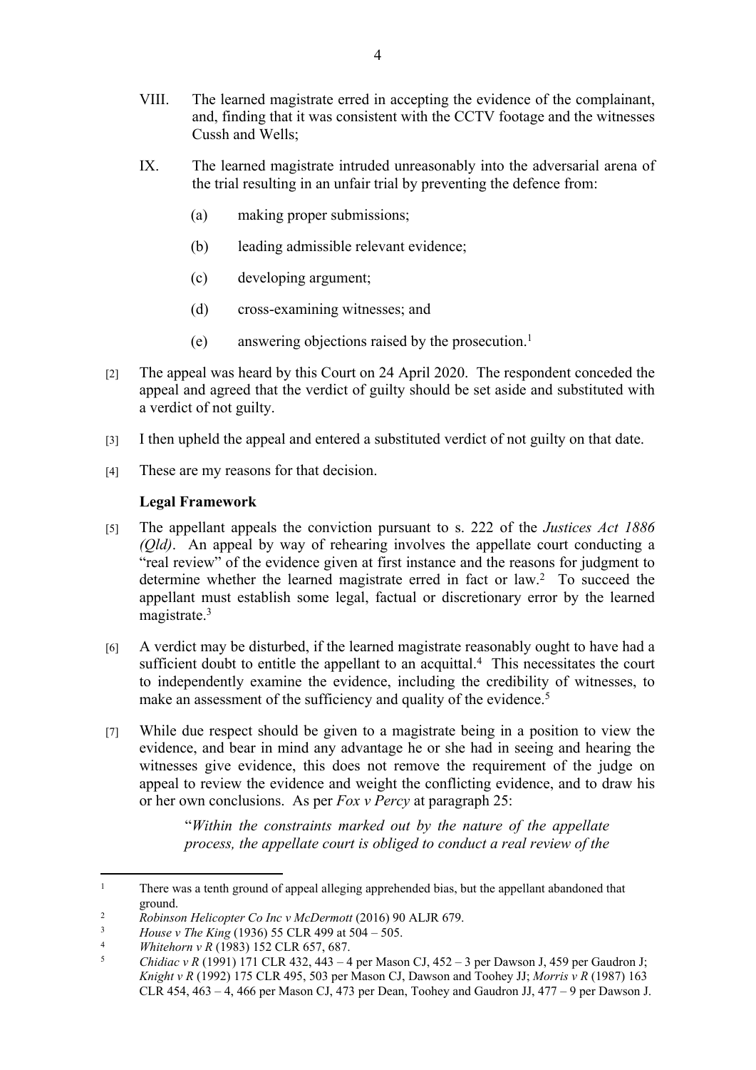VIII. The learned magistrate erred in accepting the evidence of the complainant, and, finding that it was consistent with the CCTV footage and the witnesses Cussh and Wells;

IX. The learned magistrate intruded unreasonably into the adversarial arena of the trial resulting in an unfair trial by preventing the defence from:

(a) making proper submissions;

(b) leading admissible relevant evidence;

(c) developing argument;

(d) cross-examining witnesses; and

(e) answering objections raised by the prosecution.[1]

[2] The appeal was heard by this Court on 24 April 2020. The respondent conceded the appeal and agreed that the verdict of guilty should be set aside and substituted with a verdict of not guilty.

[3] I then upheld the appeal and entered a substituted verdict of not guilty on that date.

[4] These are my reasons for that decision.

**Legal Framework**

[5] The appellant appeals the conviction pursuant to s. 222 of the *Justices Act 1886 (Qld)*. An appeal by way of rehearing involves the appellate court conducting a "real review" of the evidence given at first instance and the reasons for judgment to determine whether the learned magistrate erred in fact or law.[2] To succeed the appellant must establish some legal, factual or discretionary error by the learned magistrate.[3]

[6] A verdict may be disturbed, if the learned magistrate reasonably ought to have had a sufficient doubt to entitle the appellant to an acquittal.[4] This necessitates the court to independently examine the evidence, including the credibility of witnesses, to make an assessment of the sufficiency and quality of the evidence.[5]

[7] While due respect should be given to a magistrate being in a position to view the evidence, and bear in mind any advantage he or she had in seeing and hearing the witnesses give evidence, this does not remove the requirement of the judge on appeal to review the evidence and weight the conflicting evidence, and to draw his or her own conclusions. As per *Fox v Percy* at paragraph 25:

> "*Within the constraints marked out by the nature of the appellate process, the appellate court is obliged to conduct a real review of the*

---

[1] There was a tenth ground of appeal alleging apprehended bias, but the appellant abandoned that ground.

[2] *Robinson Helicopter Co Inc v McDermott* (2016) 90 ALJR 679.

[3] *House v The King* (1936) 55 CLR 499 at 504 – 505.

[4] *Whitehorn v R* (1983) 152 CLR 657, 687.

[5] *Chidiac v R* (1991) 171 CLR 432, 443 – 4 per Mason CJ, 452 – 3 per Dawson J, 459 per Gaudron J; *Knight v R* (1992) 175 CLR 495, 503 per Mason CJ, Dawson and Toohey JJ; *Morris v R* (1987) 163 CLR 454, 463 – 4, 466 per Mason CJ, 473 per Dean, Toohey and Gaudron JJ, 477 – 9 per Dawson J.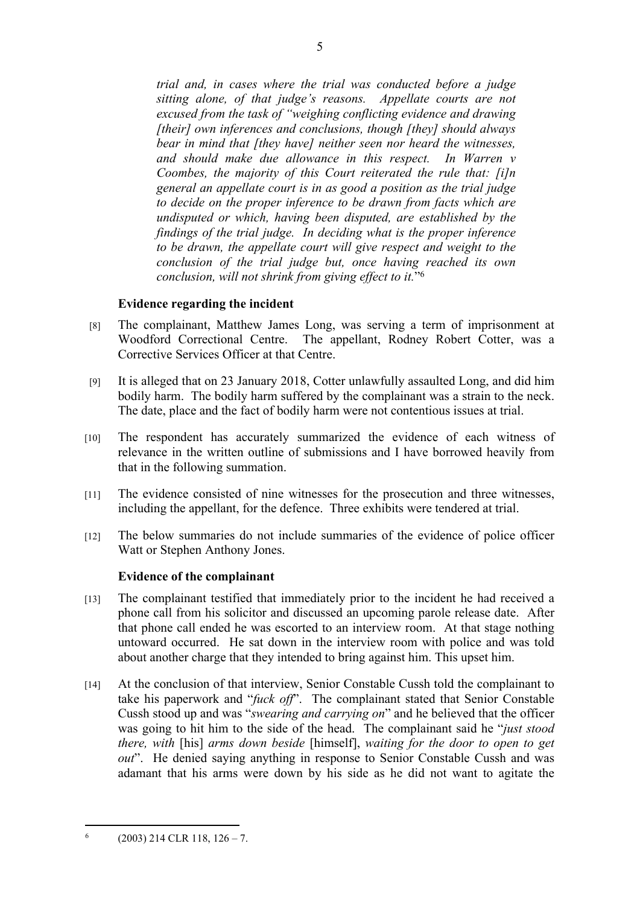*trial and, in cases where the trial was conducted before a judge sitting alone, of that judge's reasons. Appellate courts are not excused from the task of "weighing conflicting evidence and drawing [their] own inferences and conclusions, though [they] should always bear in mind that [they have] neither seen nor heard the witnesses, and should make due allowance in this respect. In Warren v Coombes, the majority of this Court reiterated the rule that: [i]n general an appellate court is in as good a position as the trial judge to decide on the proper inference to be drawn from facts which are undisputed or which, having been disputed, are established by the findings of the trial judge. In deciding what is the proper inference to be drawn, the appellate court will give respect and weight to the conclusion of the trial judge but, once having reached its own conclusion, will not shrink from giving effect to it.*"[6]

### Evidence regarding the incident

[8] The complainant, Matthew James Long, was serving a term of imprisonment at Woodford Correctional Centre. The appellant, Rodney Robert Cotter, was a Corrective Services Officer at that Centre.

[9] It is alleged that on 23 January 2018, Cotter unlawfully assaulted Long, and did him bodily harm. The bodily harm suffered by the complainant was a strain to the neck. The date, place and the fact of bodily harm were not contentious issues at trial.

[10] The respondent has accurately summarized the evidence of each witness of relevance in the written outline of submissions and I have borrowed heavily from that in the following summation.

[11] The evidence consisted of nine witnesses for the prosecution and three witnesses, including the appellant, for the defence. Three exhibits were tendered at trial.

[12] The below summaries do not include summaries of the evidence of police officer Watt or Stephen Anthony Jones.

### Evidence of the complainant

[13] The complainant testified that immediately prior to the incident he had received a phone call from his solicitor and discussed an upcoming parole release date. After that phone call ended he was escorted to an interview room. At that stage nothing untoward occurred. He sat down in the interview room with police and was told about another charge that they intended to bring against him. This upset him.

[14] At the conclusion of that interview, Senior Constable Cussh told the complainant to take his paperwork and "*fuck off*". The complainant stated that Senior Constable Cussh stood up and was "*swearing and carrying on*" and he believed that the officer was going to hit him to the side of the head. The complainant said he "*just stood there, with* [his] *arms down beside* [himself], *waiting for the door to open to get out*". He denied saying anything in response to Senior Constable Cussh and was adamant that his arms were down by his side as he did not want to agitate the

---

[6] (2003) 214 CLR 118, 126 – 7.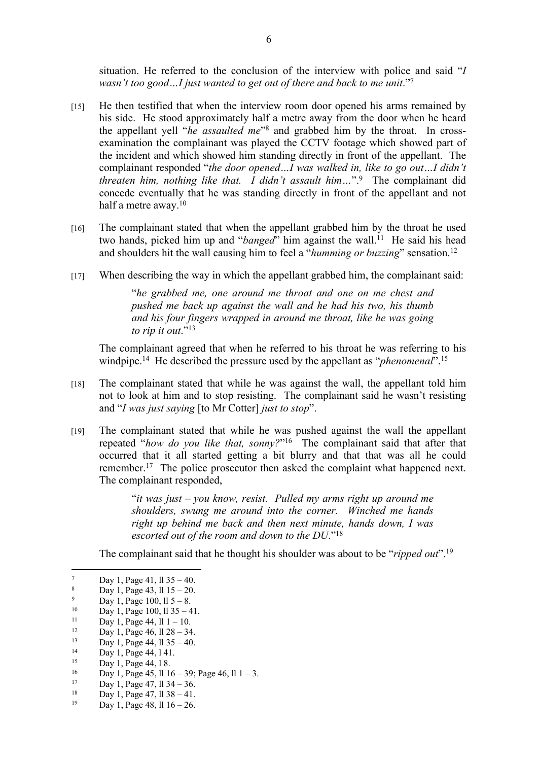situation. He referred to the conclusion of the interview with police and said "*I wasn't too good…I just wanted to get out of there and back to me unit*."[7]

[15] He then testified that when the interview room door opened his arms remained by his side. He stood approximately half a metre away from the door when he heard the appellant yell "*he assaulted me*"[8] and grabbed him by the throat. In cross-examination the complainant was played the CCTV footage which showed part of the incident and which showed him standing directly in front of the appellant. The complainant responded "*the door opened…I was walked in, like to go out…I didn't threaten him, nothing like that. I didn't assault him…*".[9] The complainant did concede eventually that he was standing directly in front of the appellant and not half a metre away.[10]

[16] The complainant stated that when the appellant grabbed him by the throat he used two hands, picked him up and "*banged*" him against the wall.[11] He said his head and shoulders hit the wall causing him to feel a "*humming or buzzing*" sensation.[12]

[17] When describing the way in which the appellant grabbed him, the complainant said:

> "*he grabbed me, one around me throat and one on me chest and pushed me back up against the wall and he had his two, his thumb and his four fingers wrapped in around me throat, like he was going to rip it out*."[13]

The complainant agreed that when he referred to his throat he was referring to his windpipe.[14] He described the pressure used by the appellant as "*phenomenal*".[15]

[18] The complainant stated that while he was against the wall, the appellant told him not to look at him and to stop resisting. The complainant said he wasn't resisting and "*I was just saying* [to Mr Cotter] *just to stop*".

[19] The complainant stated that while he was pushed against the wall the appellant repeated "*how do you like that, sonny?*"[16] The complainant said that after that occurred that it all started getting a bit blurry and that that was all he could remember.[17] The police prosecutor then asked the complaint what happened next. The complainant responded,

> "*it was just – you know, resist. Pulled my arms right up around me shoulders, swung me around into the corner. Winched me hands right up behind me back and then next minute, hands down, I was escorted out of the room and down to the DU*."[18]

The complainant said that he thought his shoulder was about to be "*ripped out*".[19]

---

[7] Day 1, Page 41, ll 35 – 40.

[8] Day 1, Page 43, ll 15 – 20.

[9] Day 1, Page 100, ll 5 – 8.

[10] Day 1, Page 100, ll 35 – 41.

[11] Day 1, Page 44, ll 1 – 10.

[12] Day 1, Page 46, ll 28 – 34.

[13] Day 1, Page 44, ll 35 – 40.

[14] Day 1, Page 44, l 41.

[15] Day 1, Page 44, l 8.

[16] Day 1, Page 45, ll 16 – 39; Page 46, ll 1 – 3.

[17] Day 1, Page 47, ll 34 – 36.

[18] Day 1, Page 47, ll 38 – 41.

[19] Day 1, Page 48, ll 16 – 26.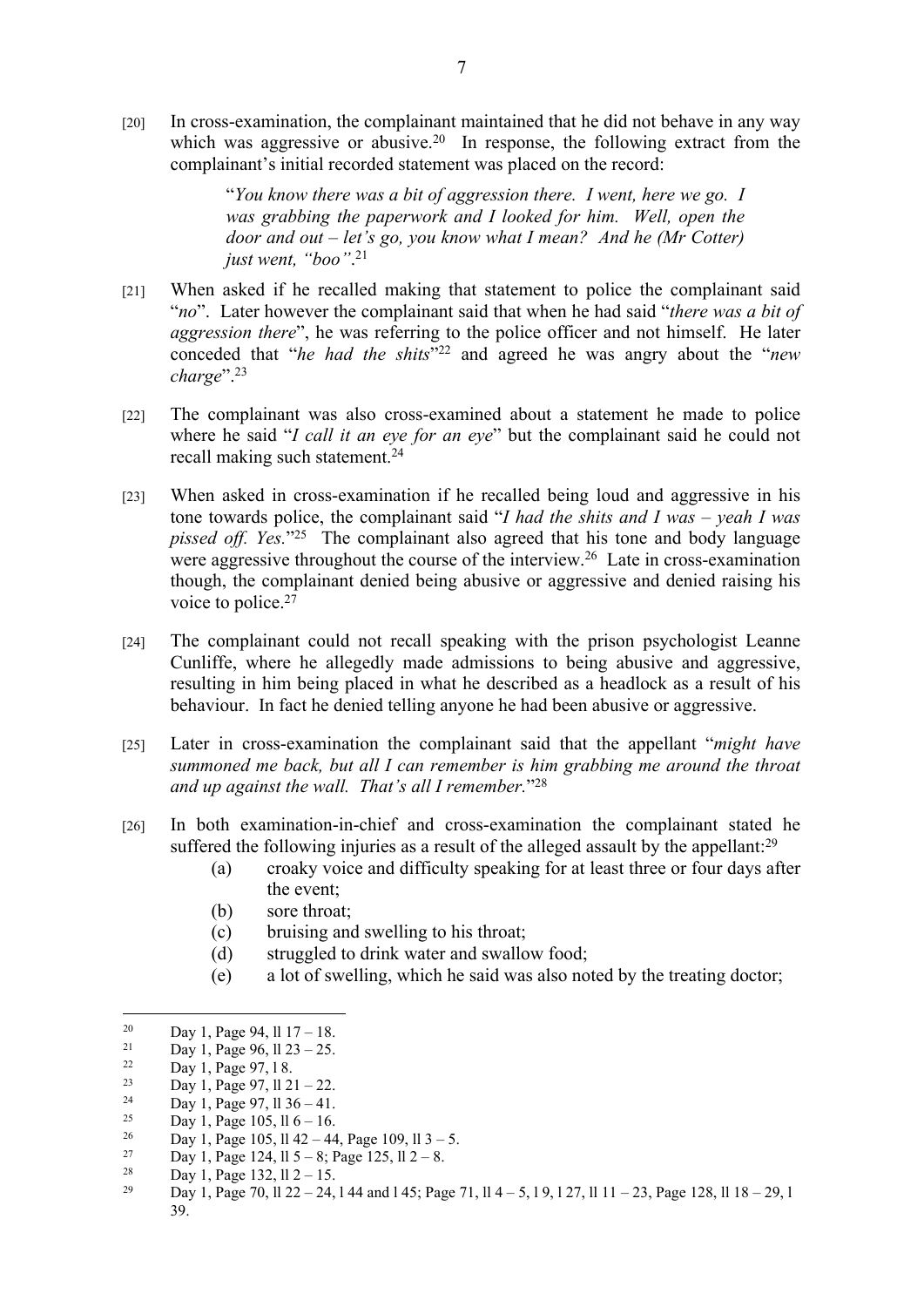[20] In cross-examination, the complainant maintained that he did not behave in any way which was aggressive or abusive.[20] In response, the following extract from the complainant's initial recorded statement was placed on the record:

> "*You know there was a bit of aggression there. I went, here we go. I was grabbing the paperwork and I looked for him. Well, open the door and out – let's go, you know what I mean? And he (Mr Cotter) just went, "boo"*.[21]

[21] When asked if he recalled making that statement to police the complainant said "*no*". Later however the complainant said that when he had said "*there was a bit of aggression there*", he was referring to the police officer and not himself. He later conceded that "*he had the shits*"[22] and agreed he was angry about the "*new charge*".[23]

[22] The complainant was also cross-examined about a statement he made to police where he said "*I call it an eye for an eye*" but the complainant said he could not recall making such statement.[24]

[23] When asked in cross-examination if he recalled being loud and aggressive in his tone towards police, the complainant said "*I had the shits and I was – yeah I was pissed off. Yes.*"[25] The complainant also agreed that his tone and body language were aggressive throughout the course of the interview.[26] Late in cross-examination though, the complainant denied being abusive or aggressive and denied raising his voice to police.[27]

[24] The complainant could not recall speaking with the prison psychologist Leanne Cunliffe, where he allegedly made admissions to being abusive and aggressive, resulting in him being placed in what he described as a headlock as a result of his behaviour. In fact he denied telling anyone he had been abusive or aggressive.

[25] Later in cross-examination the complainant said that the appellant "*might have summoned me back, but all I can remember is him grabbing me around the throat and up against the wall. That's all I remember.*"[28]

[26] In both examination-in-chief and cross-examination the complainant stated he suffered the following injuries as a result of the alleged assault by the appellant:[29]

(a) croaky voice and difficulty speaking for at least three or four days after the event;

(b) sore throat;

(c) bruising and swelling to his throat;

(d) struggled to drink water and swallow food;

(e) a lot of swelling, which he said was also noted by the treating doctor;

---

[20] Day 1, Page 94, ll 17 – 18.

[21] Day 1, Page 96, ll 23 – 25.

[22] Day 1, Page 97, l 8.

[23] Day 1, Page 97, ll 21 – 22.

[24] Day 1, Page 97, ll 36 – 41.

[25] Day 1, Page 105, ll 6 – 16.

[26] Day 1, Page 105, ll 42 – 44, Page 109, ll 3 – 5.

[27] Day 1, Page 124, ll 5 – 8; Page 125, ll 2 – 8.

[28] Day 1, Page 132, ll 2 – 15.

[29] Day 1, Page 70, ll 22 – 24, l 44 and l 45; Page 71, ll 4 – 5, l 9, l 27, ll 11 – 23, Page 128, ll 18 – 29, l 39.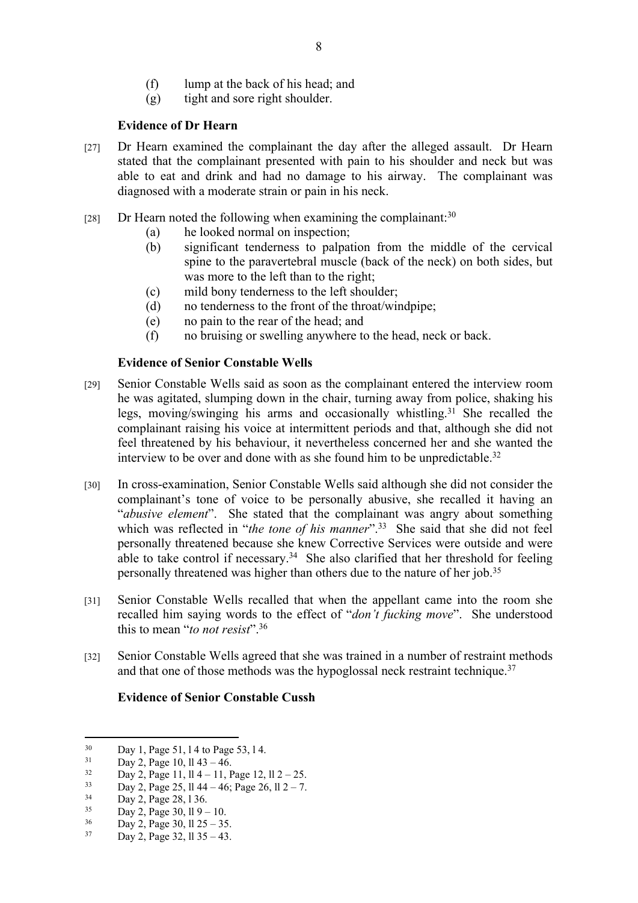(f) lump at the back of his head; and

(g) tight and sore right shoulder.

**Evidence of Dr Hearn**

[27] Dr Hearn examined the complainant the day after the alleged assault. Dr Hearn stated that the complainant presented with pain to his shoulder and neck but was able to eat and drink and had no damage to his airway. The complainant was diagnosed with a moderate strain or pain in his neck.

[28] Dr Hearn noted the following when examining the complainant:[30]

(a) he looked normal on inspection;

(b) significant tenderness to palpation from the middle of the cervical spine to the paravertebral muscle (back of the neck) on both sides, but was more to the left than to the right;

(c) mild bony tenderness to the left shoulder;

(d) no tenderness to the front of the throat/windpipe;

(e) no pain to the rear of the head; and

(f) no bruising or swelling anywhere to the head, neck or back.

**Evidence of Senior Constable Wells**

[29] Senior Constable Wells said as soon as the complainant entered the interview room he was agitated, slumping down in the chair, turning away from police, shaking his legs, moving/swinging his arms and occasionally whistling.[31] She recalled the complainant raising his voice at intermittent periods and that, although she did not feel threatened by his behaviour, it nevertheless concerned her and she wanted the interview to be over and done with as she found him to be unpredictable.[32]

[30] In cross-examination, Senior Constable Wells said although she did not consider the complainant's tone of voice to be personally abusive, she recalled it having an "*abusive element*". She stated that the complainant was angry about something which was reflected in "*the tone of his manner*".[33] She said that she did not feel personally threatened because she knew Corrective Services were outside and were able to take control if necessary.[34] She also clarified that her threshold for feeling personally threatened was higher than others due to the nature of her job.[35]

[31] Senior Constable Wells recalled that when the appellant came into the room she recalled him saying words to the effect of "*don't fucking move*". She understood this to mean "*to not resist*".[36]

[32] Senior Constable Wells agreed that she was trained in a number of restraint methods and that one of those methods was the hypoglossal neck restraint technique.[37]

**Evidence of Senior Constable Cussh**

---

[30] Day 1, Page 51, l 4 to Page 53, l 4.

[31] Day 2, Page 10, ll 43 – 46.

[32] Day 2, Page 11, ll 4 – 11, Page 12, ll 2 – 25.

[33] Day 2, Page 25, ll 44 – 46; Page 26, ll 2 – 7.

[34] Day 2, Page 28, l 36.

[35] Day 2, Page 30, ll 9 – 10.

[36] Day 2, Page 30, ll 25 – 35.

[37] Day 2, Page 32, ll 35 – 43.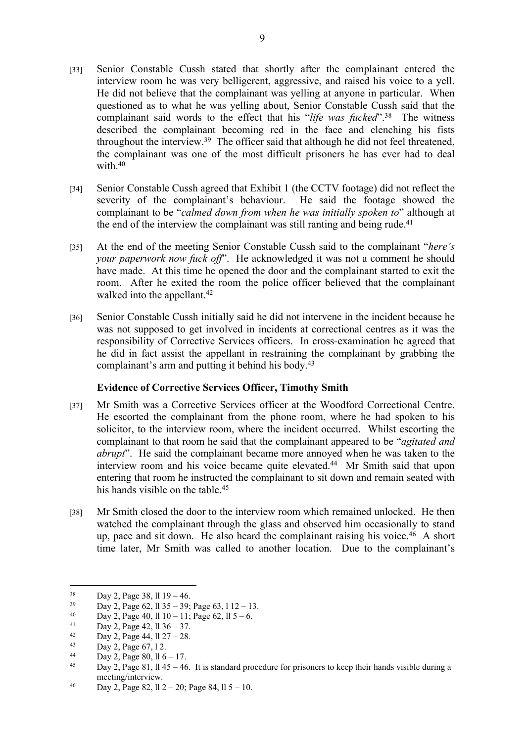[33] Senior Constable Cussh stated that shortly after the complainant entered the interview room he was very belligerent, aggressive, and raised his voice to a yell. He did not believe that the complainant was yelling at anyone in particular. When questioned as to what he was yelling about, Senior Constable Cussh said that the complainant said words to the effect that his "*life was fucked*".[38] The witness described the complainant becoming red in the face and clenching his fists throughout the interview.[39] The officer said that although he did not feel threatened, the complainant was one of the most difficult prisoners he has ever had to deal with.[40]

[34] Senior Constable Cussh agreed that Exhibit 1 (the CCTV footage) did not reflect the severity of the complainant's behaviour. He said the footage showed the complainant to be "*calmed down from when he was initially spoken to*" although at the end of the interview the complainant was still ranting and being rude.[41]

[35] At the end of the meeting Senior Constable Cussh said to the complainant "*here's your paperwork now fuck off*". He acknowledged it was not a comment he should have made. At this time he opened the door and the complainant started to exit the room. After he exited the room the police officer believed that the complainant walked into the appellant.[42]

[36] Senior Constable Cussh initially said he did not intervene in the incident because he was not supposed to get involved in incidents at correctional centres as it was the responsibility of Corrective Services officers. In cross-examination he agreed that he did in fact assist the appellant in restraining the complainant by grabbing the complainant's arm and putting it behind his body.[43]

### Evidence of Corrective Services Officer, Timothy Smith

[37] Mr Smith was a Corrective Services officer at the Woodford Correctional Centre. He escorted the complainant from the phone room, where he had spoken to his solicitor, to the interview room, where the incident occurred. Whilst escorting the complainant to that room he said that the complainant appeared to be "*agitated and abrupt*". He said the complainant became more annoyed when he was taken to the interview room and his voice became quite elevated.[44] Mr Smith said that upon entering that room he instructed the complainant to sit down and remain seated with his hands visible on the table.[45]

[38] Mr Smith closed the door to the interview room which remained unlocked. He then watched the complainant through the glass and observed him occasionally to stand up, pace and sit down. He also heard the complainant raising his voice.[46] A short time later, Mr Smith was called to another location. Due to the complainant's

---

[38] Day 2, Page 38, ll 19 – 46.

[39] Day 2, Page 62, ll 35 – 39; Page 63, l 12 – 13.

[40] Day 2, Page 40, ll 10 – 11; Page 62, ll 5 – 6.

[41] Day 2, Page 42, ll 36 – 37.

[42] Day 2, Page 44, ll 27 – 28.

[43] Day 2, Page 67, l 2.

[44] Day 2, Page 80, ll 6 – 17.

[45] Day 2, Page 81, ll 45 – 46. It is standard procedure for prisoners to keep their hands visible during a meeting/interview.

[46] Day 2, Page 82, ll 2 – 20; Page 84, ll 5 – 10.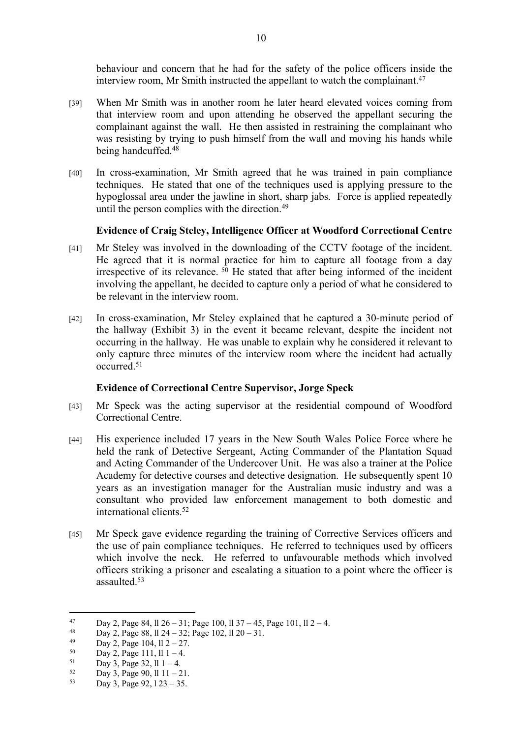behaviour and concern that he had for the safety of the police officers inside the interview room, Mr Smith instructed the appellant to watch the complainant.[47]

[39] When Mr Smith was in another room he later heard elevated voices coming from that interview room and upon attending he observed the appellant securing the complainant against the wall. He then assisted in restraining the complainant who was resisting by trying to push himself from the wall and moving his hands while being handcuffed.[48]

[40] In cross-examination, Mr Smith agreed that he was trained in pain compliance techniques. He stated that one of the techniques used is applying pressure to the hypoglossal area under the jawline in short, sharp jabs. Force is applied repeatedly until the person complies with the direction.[49]

**Evidence of Craig Steley, Intelligence Officer at Woodford Correctional Centre**

[41] Mr Steley was involved in the downloading of the CCTV footage of the incident. He agreed that it is normal practice for him to capture all footage from a day irrespective of its relevance.[50] He stated that after being informed of the incident involving the appellant, he decided to capture only a period of what he considered to be relevant in the interview room.

[42] In cross-examination, Mr Steley explained that he captured a 30-minute period of the hallway (Exhibit 3) in the event it became relevant, despite the incident not occurring in the hallway. He was unable to explain why he considered it relevant to only capture three minutes of the interview room where the incident had actually occurred.[51]

**Evidence of Correctional Centre Supervisor, Jorge Speck**

[43] Mr Speck was the acting supervisor at the residential compound of Woodford Correctional Centre.

[44] His experience included 17 years in the New South Wales Police Force where he held the rank of Detective Sergeant, Acting Commander of the Plantation Squad and Acting Commander of the Undercover Unit. He was also a trainer at the Police Academy for detective courses and detective designation. He subsequently spent 10 years as an investigation manager for the Australian music industry and was a consultant who provided law enforcement management to both domestic and international clients.[52]

[45] Mr Speck gave evidence regarding the training of Corrective Services officers and the use of pain compliance techniques. He referred to techniques used by officers which involve the neck. He referred to unfavourable methods which involved officers striking a prisoner and escalating a situation to a point where the officer is assaulted.[53]

---

[47] Day 2, Page 84, ll 26 – 31; Page 100, ll 37 – 45, Page 101, ll 2 – 4.

[48] Day 2, Page 88, ll 24 – 32; Page 102, ll 20 – 31.

[49] Day 2, Page 104, ll 2 – 27.

[50] Day 2, Page 111, ll 1 – 4.

[51] Day 3, Page 32, ll 1 – 4.

[52] Day 3, Page 90, ll 11 – 21.

[53] Day 3, Page 92, l 23 – 35.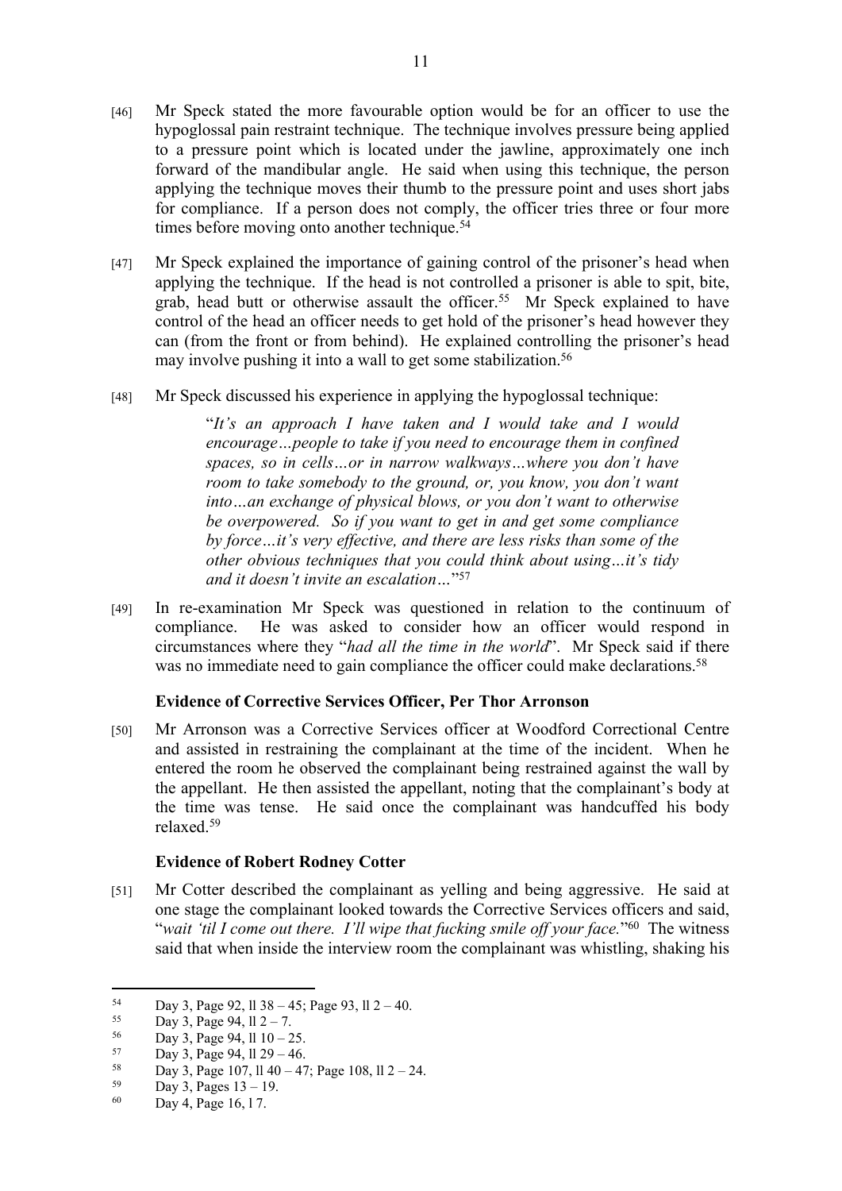[46] Mr Speck stated the more favourable option would be for an officer to use the hypoglossal pain restraint technique. The technique involves pressure being applied to a pressure point which is located under the jawline, approximately one inch forward of the mandibular angle. He said when using this technique, the person applying the technique moves their thumb to the pressure point and uses short jabs for compliance. If a person does not comply, the officer tries three or four more times before moving onto another technique.[54]

[47] Mr Speck explained the importance of gaining control of the prisoner's head when applying the technique. If the head is not controlled a prisoner is able to spit, bite, grab, head butt or otherwise assault the officer.[55] Mr Speck explained to have control of the head an officer needs to get hold of the prisoner's head however they can (from the front or from behind). He explained controlling the prisoner's head may involve pushing it into a wall to get some stabilization.[56]

[48] Mr Speck discussed his experience in applying the hypoglossal technique:

> "*It's an approach I have taken and I would take and I would encourage…people to take if you need to encourage them in confined spaces, so in cells…or in narrow walkways…where you don't have room to take somebody to the ground, or, you know, you don't want into…an exchange of physical blows, or you don't want to otherwise be overpowered. So if you want to get in and get some compliance by force…it's very effective, and there are less risks than some of the other obvious techniques that you could think about using…it's tidy and it doesn't invite an escalation…*"[57]

[49] In re-examination Mr Speck was questioned in relation to the continuum of compliance. He was asked to consider how an officer would respond in circumstances where they "*had all the time in the world*". Mr Speck said if there was no immediate need to gain compliance the officer could make declarations.[58]

### Evidence of Corrective Services Officer, Per Thor Arronson

[50] Mr Arronson was a Corrective Services officer at Woodford Correctional Centre and assisted in restraining the complainant at the time of the incident. When he entered the room he observed the complainant being restrained against the wall by the appellant. He then assisted the appellant, noting that the complainant's body at the time was tense. He said once the complainant was handcuffed his body relaxed.[59]

### Evidence of Robert Rodney Cotter

[51] Mr Cotter described the complainant as yelling and being aggressive. He said at one stage the complainant looked towards the Corrective Services officers and said, "*wait 'til I come out there. I'll wipe that fucking smile off your face.*"[60] The witness said that when inside the interview room the complainant was whistling, shaking his

---

[54] Day 3, Page 92, ll 38 – 45; Page 93, ll 2 – 40.

[55] Day 3, Page 94, ll 2 – 7.

[56] Day 3, Page 94, ll 10 – 25.

[57] Day 3, Page 94, ll 29 – 46.

[58] Day 3, Page 107, ll 40 – 47; Page 108, ll 2 – 24.

[59] Day 3, Pages 13 – 19.

[60] Day 4, Page 16, l 7.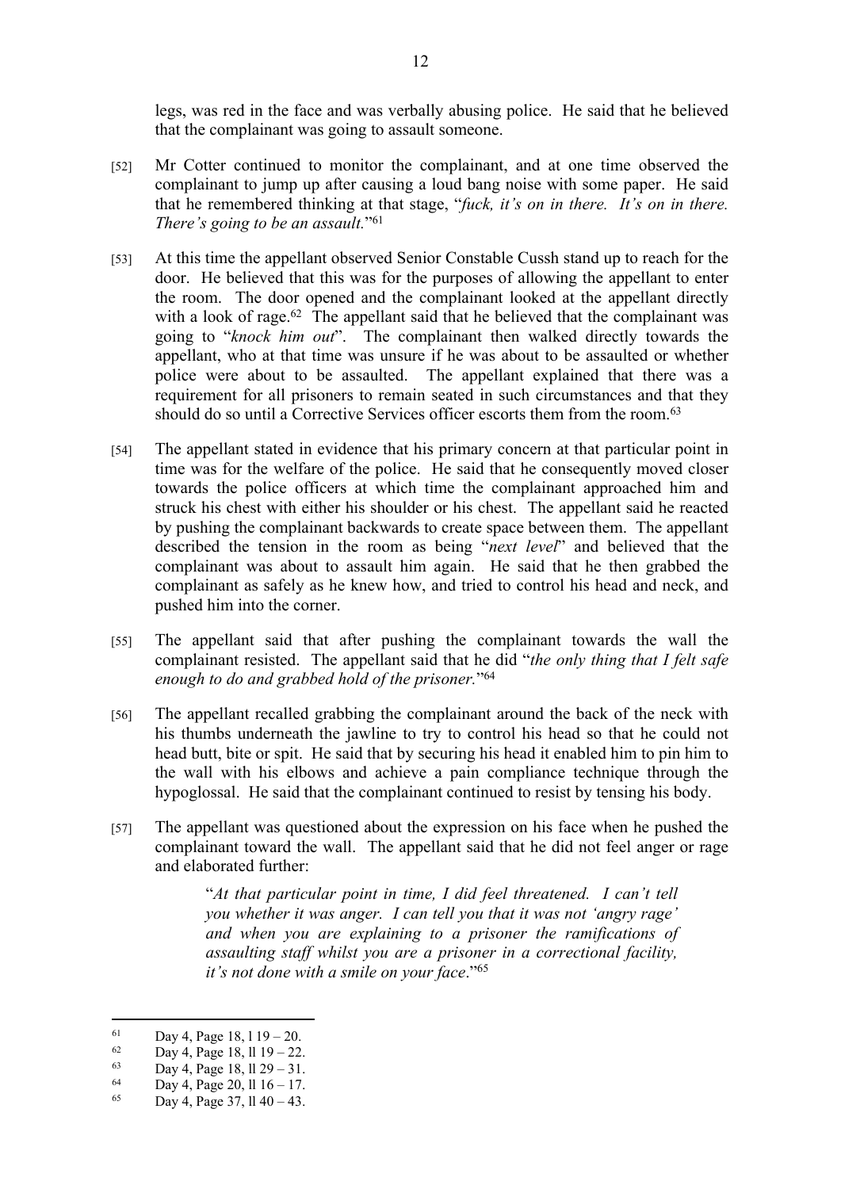legs, was red in the face and was verbally abusing police. He said that he believed that the complainant was going to assault someone.

[52] Mr Cotter continued to monitor the complainant, and at one time observed the complainant to jump up after causing a loud bang noise with some paper. He said that he remembered thinking at that stage, "*fuck, it's on in there. It's on in there. There's going to be an assault.*"[61]

[53] At this time the appellant observed Senior Constable Cussh stand up to reach for the door. He believed that this was for the purposes of allowing the appellant to enter the room. The door opened and the complainant looked at the appellant directly with a look of rage.[62] The appellant said that he believed that the complainant was going to "*knock him out*". The complainant then walked directly towards the appellant, who at that time was unsure if he was about to be assaulted or whether police were about to be assaulted. The appellant explained that there was a requirement for all prisoners to remain seated in such circumstances and that they should do so until a Corrective Services officer escorts them from the room.[63]

[54] The appellant stated in evidence that his primary concern at that particular point in time was for the welfare of the police. He said that he consequently moved closer towards the police officers at which time the complainant approached him and struck his chest with either his shoulder or his chest. The appellant said he reacted by pushing the complainant backwards to create space between them. The appellant described the tension in the room as being "*next level*" and believed that the complainant was about to assault him again. He said that he then grabbed the complainant as safely as he knew how, and tried to control his head and neck, and pushed him into the corner.

[55] The appellant said that after pushing the complainant towards the wall the complainant resisted. The appellant said that he did "*the only thing that I felt safe enough to do and grabbed hold of the prisoner.*"[64]

[56] The appellant recalled grabbing the complainant around the back of the neck with his thumbs underneath the jawline to try to control his head so that he could not head butt, bite or spit. He said that by securing his head it enabled him to pin him to the wall with his elbows and achieve a pain compliance technique through the hypoglossal. He said that the complainant continued to resist by tensing his body.

[57] The appellant was questioned about the expression on his face when he pushed the complainant toward the wall. The appellant said that he did not feel anger or rage and elaborated further:

> "*At that particular point in time, I did feel threatened. I can't tell you whether it was anger. I can tell you that it was not 'angry rage' and when you are explaining to a prisoner the ramifications of assaulting staff whilst you are a prisoner in a correctional facility, it's not done with a smile on your face*."[65]

---

[61] Day 4, Page 18, l 19 – 20.
[62] Day 4, Page 18, ll 19 – 22.
[63] Day 4, Page 18, ll 29 – 31.
[64] Day 4, Page 20, ll 16 – 17.
[65] Day 4, Page 37, ll 40 – 43.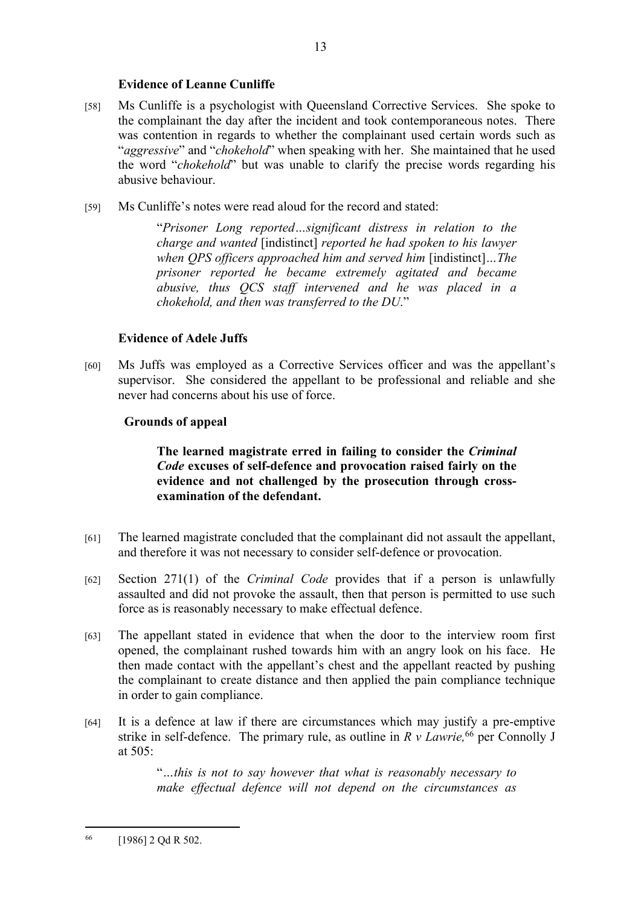### Evidence of Leanne Cunliffe

[58] Ms Cunliffe is a psychologist with Queensland Corrective Services. She spoke to the complainant the day after the incident and took contemporaneous notes. There was contention in regards to whether the complainant used certain words such as "*aggressive*" and "*chokehold*" when speaking with her. She maintained that he used the word "*chokehold*" but was unable to clarify the precise words regarding his abusive behaviour.

[59] Ms Cunliffe's notes were read aloud for the record and stated:

> "*Prisoner Long reported…significant distress in relation to the charge and wanted* [indistinct] *reported he had spoken to his lawyer when QPS officers approached him and served him* [indistinct]*…The prisoner reported he became extremely agitated and became abusive, thus QCS staff intervened and he was placed in a chokehold, and then was transferred to the DU*."

### Evidence of Adele Juffs

[60] Ms Juffs was employed as a Corrective Services officer and was the appellant's supervisor. She considered the appellant to be professional and reliable and she never had concerns about his use of force.

### Grounds of appeal

> **The learned magistrate erred in failing to consider the *Criminal Code* excuses of self-defence and provocation raised fairly on the evidence and not challenged by the prosecution through cross-examination of the defendant.**

[61] The learned magistrate concluded that the complainant did not assault the appellant, and therefore it was not necessary to consider self-defence or provocation.

[62] Section 271(1) of the *Criminal Code* provides that if a person is unlawfully assaulted and did not provoke the assault, then that person is permitted to use such force as is reasonably necessary to make effectual defence.

[63] The appellant stated in evidence that when the door to the interview room first opened, the complainant rushed towards him with an angry look on his face. He then made contact with the appellant's chest and the appellant reacted by pushing the complainant to create distance and then applied the pain compliance technique in order to gain compliance.

[64] It is a defence at law if there are circumstances which may justify a pre-emptive strike in self-defence. The primary rule, as outline in *R v Lawrie,*[66] per Connolly J at 505:

> "*…this is not to say however that what is reasonably necessary to make effectual defence will not depend on the circumstances as*

[66] [1986] 2 Qd R 502.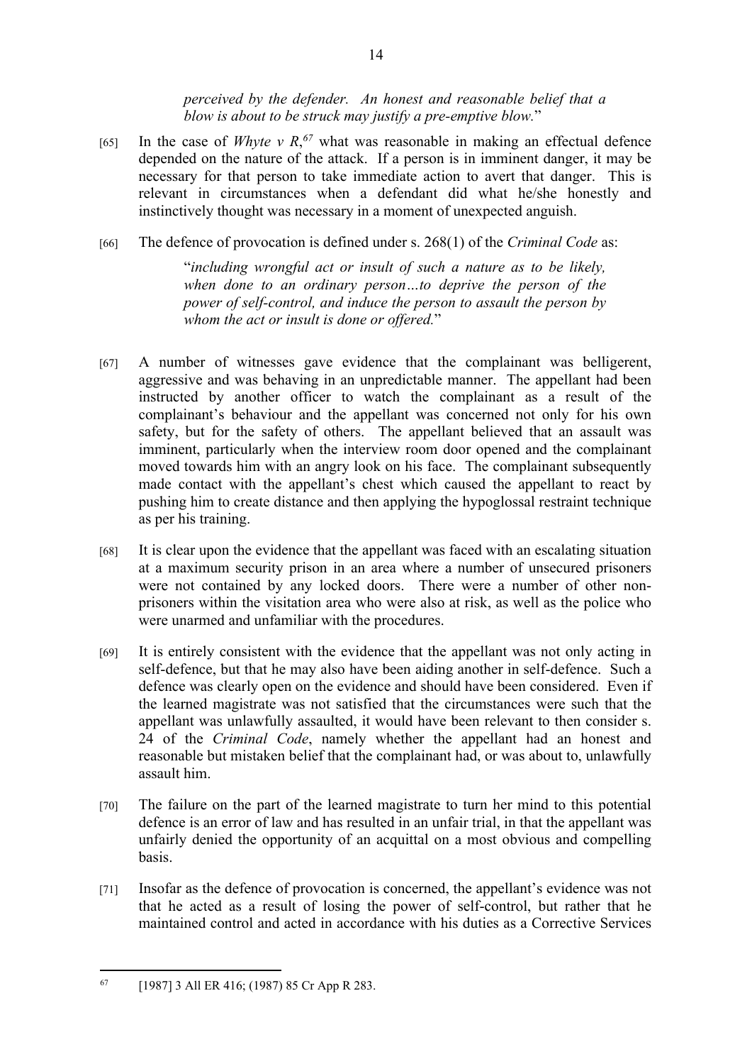*perceived by the defender. An honest and reasonable belief that a blow is about to be struck may justify a pre-emptive blow.*"

[65] In the case of *Whyte v R*,[67] what was reasonable in making an effectual defence depended on the nature of the attack. If a person is in imminent danger, it may be necessary for that person to take immediate action to avert that danger. This is relevant in circumstances when a defendant did what he/she honestly and instinctively thought was necessary in a moment of unexpected anguish.

[66] The defence of provocation is defined under s. 268(1) of the *Criminal Code* as:

> "*including wrongful act or insult of such a nature as to be likely, when done to an ordinary person…to deprive the person of the power of self-control, and induce the person to assault the person by whom the act or insult is done or offered.*"

[67] A number of witnesses gave evidence that the complainant was belligerent, aggressive and was behaving in an unpredictable manner. The appellant had been instructed by another officer to watch the complainant as a result of the complainant's behaviour and the appellant was concerned not only for his own safety, but for the safety of others. The appellant believed that an assault was imminent, particularly when the interview room door opened and the complainant moved towards him with an angry look on his face. The complainant subsequently made contact with the appellant's chest which caused the appellant to react by pushing him to create distance and then applying the hypoglossal restraint technique as per his training.

[68] It is clear upon the evidence that the appellant was faced with an escalating situation at a maximum security prison in an area where a number of unsecured prisoners were not contained by any locked doors. There were a number of other non-prisoners within the visitation area who were also at risk, as well as the police who were unarmed and unfamiliar with the procedures.

[69] It is entirely consistent with the evidence that the appellant was not only acting in self-defence, but that he may also have been aiding another in self-defence. Such a defence was clearly open on the evidence and should have been considered. Even if the learned magistrate was not satisfied that the circumstances were such that the appellant was unlawfully assaulted, it would have been relevant to then consider s. 24 of the *Criminal Code*, namely whether the appellant had an honest and reasonable but mistaken belief that the complainant had, or was about to, unlawfully assault him.

[70] The failure on the part of the learned magistrate to turn her mind to this potential defence is an error of law and has resulted in an unfair trial, in that the appellant was unfairly denied the opportunity of an acquittal on a most obvious and compelling basis.

[71] Insofar as the defence of provocation is concerned, the appellant's evidence was not that he acted as a result of losing the power of self-control, but rather that he maintained control and acted in accordance with his duties as a Corrective Services

---

[67] [1987] 3 All ER 416; (1987) 85 Cr App R 283.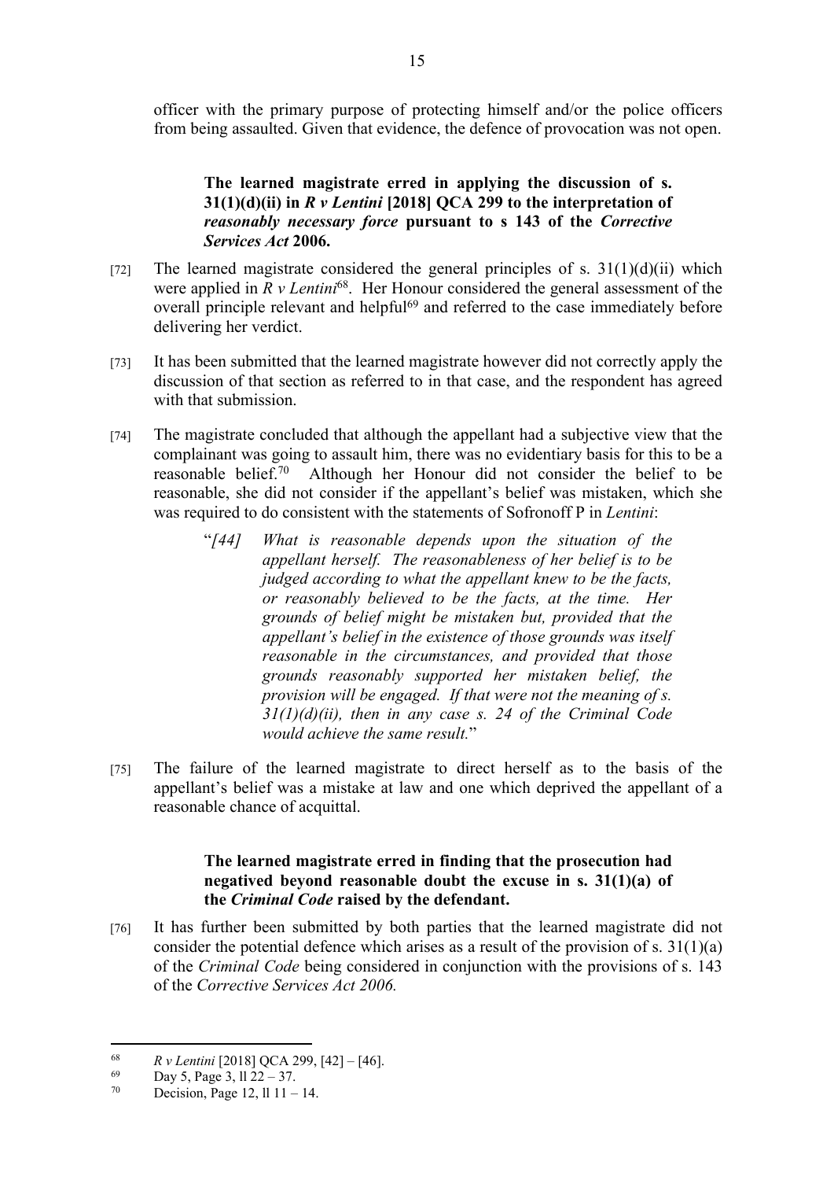officer with the primary purpose of protecting himself and/or the police officers from being assaulted. Given that evidence, the defence of provocation was not open.

**The learned magistrate erred in applying the discussion of s. 31(1)(d)(ii) in *R v Lentini* [2018] QCA 299 to the interpretation of *reasonably necessary force* pursuant to s 143 of the *Corrective Services Act* 2006.**

[72] The learned magistrate considered the general principles of s. 31(1)(d)(ii) which were applied in *R v Lentini*[68]. Her Honour considered the general assessment of the overall principle relevant and helpful[69] and referred to the case immediately before delivering her verdict.

[73] It has been submitted that the learned magistrate however did not correctly apply the discussion of that section as referred to in that case, and the respondent has agreed with that submission.

[74] The magistrate concluded that although the appellant had a subjective view that the complainant was going to assault him, there was no evidentiary basis for this to be a reasonable belief.[70] Although her Honour did not consider the belief to be reasonable, she did not consider if the appellant's belief was mistaken, which she was required to do consistent with the statements of Sofronoff P in *Lentini*:

> "*[44] What is reasonable depends upon the situation of the appellant herself. The reasonableness of her belief is to be judged according to what the appellant knew to be the facts, or reasonably believed to be the facts, at the time. Her grounds of belief might be mistaken but, provided that the appellant's belief in the existence of those grounds was itself reasonable in the circumstances, and provided that those grounds reasonably supported her mistaken belief, the provision will be engaged. If that were not the meaning of s. 31(1)(d)(ii), then in any case s. 24 of the Criminal Code would achieve the same result.*"

[75] The failure of the learned magistrate to direct herself as to the basis of the appellant's belief was a mistake at law and one which deprived the appellant of a reasonable chance of acquittal.

**The learned magistrate erred in finding that the prosecution had negatived beyond reasonable doubt the excuse in s. 31(1)(a) of the *Criminal Code* raised by the defendant.**

[76] It has further been submitted by both parties that the learned magistrate did not consider the potential defence which arises as a result of the provision of s. 31(1)(a) of the *Criminal Code* being considered in conjunction with the provisions of s. 143 of the *Corrective Services Act 2006.*

---

[68] *R v Lentini* [2018] QCA 299, [42] – [46].

[69] Day 5, Page 3, ll 22 – 37.

[70] Decision, Page 12, ll 11 – 14.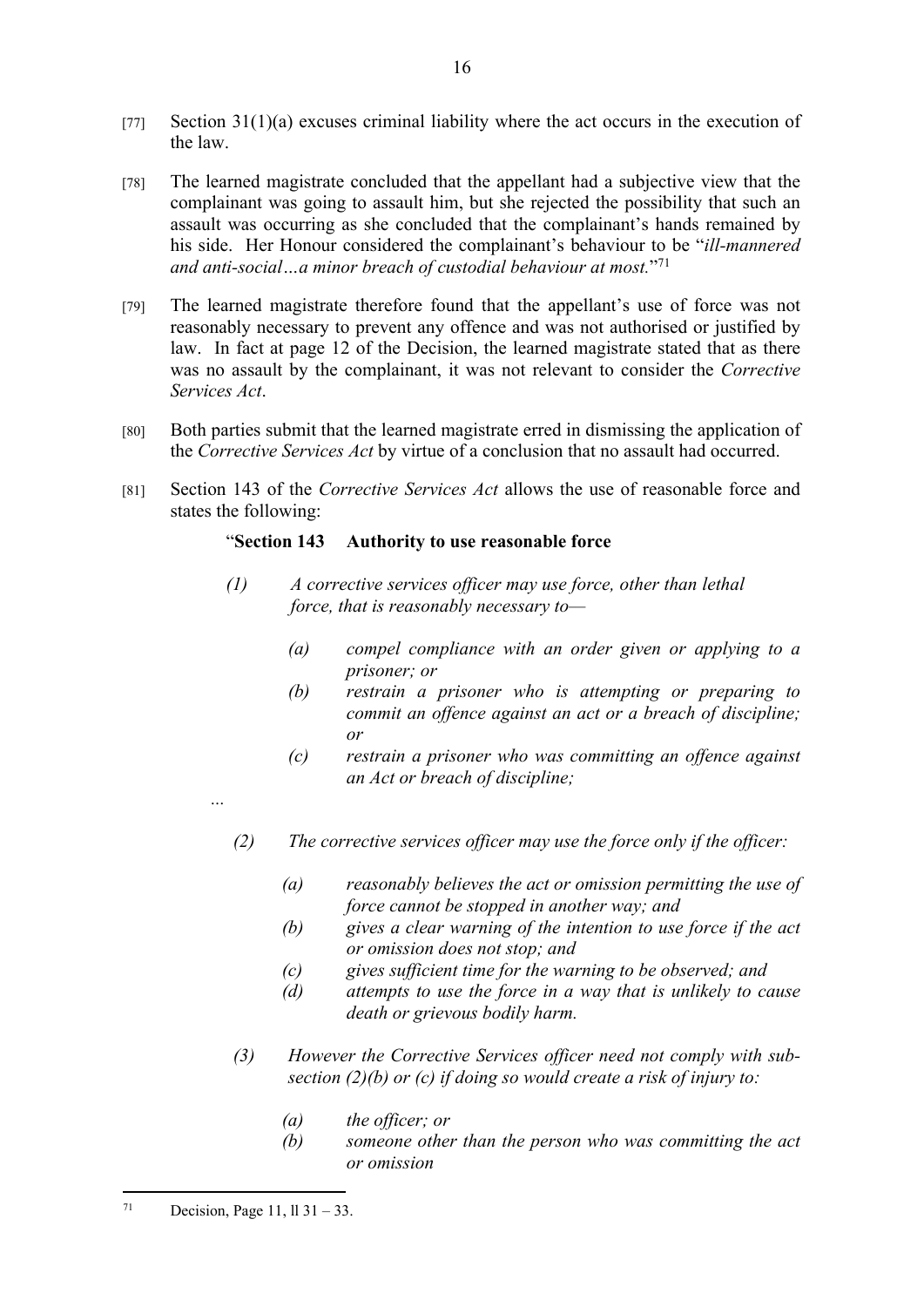[77] Section 31(1)(a) excuses criminal liability where the act occurs in the execution of the law.

[78] The learned magistrate concluded that the appellant had a subjective view that the complainant was going to assault him, but she rejected the possibility that such an assault was occurring as she concluded that the complainant's hands remained by his side. Her Honour considered the complainant's behaviour to be "*ill-mannered and anti-social…a minor breach of custodial behaviour at most.*"[71]

[79] The learned magistrate therefore found that the appellant's use of force was not reasonably necessary to prevent any offence and was not authorised or justified by law. In fact at page 12 of the Decision, the learned magistrate stated that as there was no assault by the complainant, it was not relevant to consider the *Corrective Services Act*.

[80] Both parties submit that the learned magistrate erred in dismissing the application of the *Corrective Services Act* by virtue of a conclusion that no assault had occurred.

[81] Section 143 of the *Corrective Services Act* allows the use of reasonable force and states the following:

> "**Section 143 Authority to use reasonable force**
>
> *(1) A corrective services officer may use force, other than lethal force, that is reasonably necessary to—*
>
> *(a) compel compliance with an order given or applying to a prisoner; or*
>
> *(b) restrain a prisoner who is attempting or preparing to commit an offence against an act or a breach of discipline; or*
>
> *(c) restrain a prisoner who was committing an offence against an Act or breach of discipline;*
>
> …
>
> *(2) The corrective services officer may use the force only if the officer:*
>
> *(a) reasonably believes the act or omission permitting the use of force cannot be stopped in another way; and*
>
> *(b) gives a clear warning of the intention to use force if the act or omission does not stop; and*
>
> *(c) gives sufficient time for the warning to be observed; and*
>
> *(d) attempts to use the force in a way that is unlikely to cause death or grievous bodily harm.*
>
> *(3) However the Corrective Services officer need not comply with sub-section (2)(b) or (c) if doing so would create a risk of injury to:*
>
> *(a) the officer; or*
>
> *(b) someone other than the person who was committing the act or omission*

---

[71] Decision, Page 11, ll 31 – 33.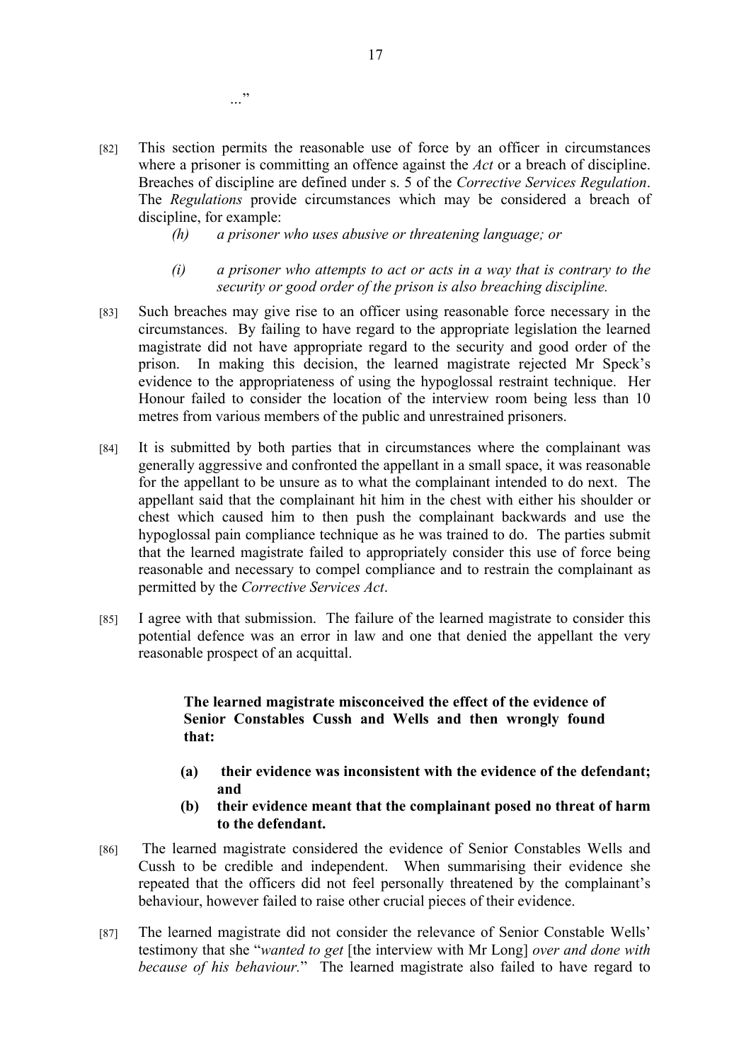..."

[82] This section permits the reasonable use of force by an officer in circumstances where a prisoner is committing an offence against the *Act* or a breach of discipline. Breaches of discipline are defined under s. 5 of the *Corrective Services Regulation*. The *Regulations* provide circumstances which may be considered a breach of discipline, for example:

> *(h) a prisoner who uses abusive or threatening language; or*
>
> *(i) a prisoner who attempts to act or acts in a way that is contrary to the security or good order of the prison is also breaching discipline.*

[83] Such breaches may give rise to an officer using reasonable force necessary in the circumstances. By failing to have regard to the appropriate legislation the learned magistrate did not have appropriate regard to the security and good order of the prison. In making this decision, the learned magistrate rejected Mr Speck's evidence to the appropriateness of using the hypoglossal restraint technique. Her Honour failed to consider the location of the interview room being less than 10 metres from various members of the public and unrestrained prisoners.

[84] It is submitted by both parties that in circumstances where the complainant was generally aggressive and confronted the appellant in a small space, it was reasonable for the appellant to be unsure as to what the complainant intended to do next. The appellant said that the complainant hit him in the chest with either his shoulder or chest which caused him to then push the complainant backwards and use the hypoglossal pain compliance technique as he was trained to do. The parties submit that the learned magistrate failed to appropriately consider this use of force being reasonable and necessary to compel compliance and to restrain the complainant as permitted by the *Corrective Services Act*.

[85] I agree with that submission. The failure of the learned magistrate to consider this potential defence was an error in law and one that denied the appellant the very reasonable prospect of an acquittal.

**The learned magistrate misconceived the effect of the evidence of Senior Constables Cussh and Wells and then wrongly found that:**

**(a) their evidence was inconsistent with the evidence of the defendant; and**

**(b) their evidence meant that the complainant posed no threat of harm to the defendant.**

[86] The learned magistrate considered the evidence of Senior Constables Wells and Cussh to be credible and independent. When summarising their evidence she repeated that the officers did not feel personally threatened by the complainant's behaviour, however failed to raise other crucial pieces of their evidence.

[87] The learned magistrate did not consider the relevance of Senior Constable Wells' testimony that she "*wanted to get* [the interview with Mr Long] *over and done with because of his behaviour.*" The learned magistrate also failed to have regard to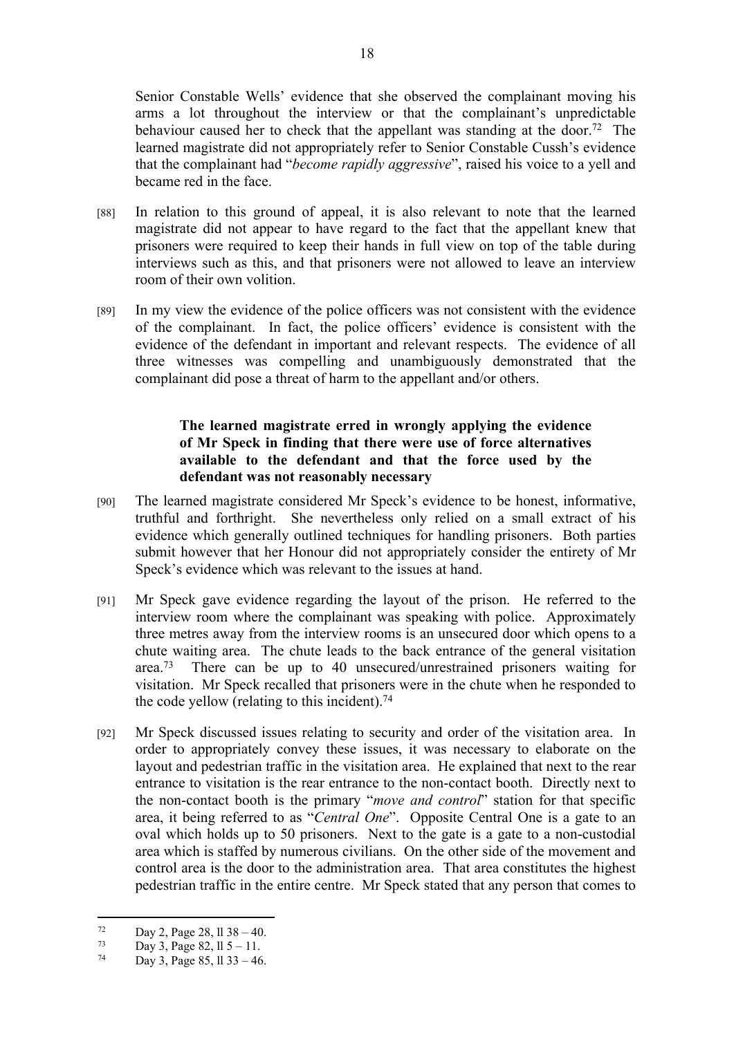Senior Constable Wells' evidence that she observed the complainant moving his arms a lot throughout the interview or that the complainant's unpredictable behaviour caused her to check that the appellant was standing at the door.[72] The learned magistrate did not appropriately refer to Senior Constable Cussh's evidence that the complainant had "*become rapidly aggressive*", raised his voice to a yell and became red in the face.

[88] In relation to this ground of appeal, it is also relevant to note that the learned magistrate did not appear to have regard to the fact that the appellant knew that prisoners were required to keep their hands in full view on top of the table during interviews such as this, and that prisoners were not allowed to leave an interview room of their own volition.

[89] In my view the evidence of the police officers was not consistent with the evidence of the complainant. In fact, the police officers' evidence is consistent with the evidence of the defendant in important and relevant respects. The evidence of all three witnesses was compelling and unambiguously demonstrated that the complainant did pose a threat of harm to the appellant and/or others.

**The learned magistrate erred in wrongly applying the evidence of Mr Speck in finding that there were use of force alternatives available to the defendant and that the force used by the defendant was not reasonably necessary**

[90] The learned magistrate considered Mr Speck's evidence to be honest, informative, truthful and forthright. She nevertheless only relied on a small extract of his evidence which generally outlined techniques for handling prisoners. Both parties submit however that her Honour did not appropriately consider the entirety of Mr Speck's evidence which was relevant to the issues at hand.

[91] Mr Speck gave evidence regarding the layout of the prison. He referred to the interview room where the complainant was speaking with police. Approximately three metres away from the interview rooms is an unsecured door which opens to a chute waiting area. The chute leads to the back entrance of the general visitation area.[73] There can be up to 40 unsecured/unrestrained prisoners waiting for visitation. Mr Speck recalled that prisoners were in the chute when he responded to the code yellow (relating to this incident).[74]

[92] Mr Speck discussed issues relating to security and order of the visitation area. In order to appropriately convey these issues, it was necessary to elaborate on the layout and pedestrian traffic in the visitation area. He explained that next to the rear entrance to visitation is the rear entrance to the non-contact booth. Directly next to the non-contact booth is the primary "*move and control*" station for that specific area, it being referred to as "*Central One*". Opposite Central One is a gate to an oval which holds up to 50 prisoners. Next to the gate is a gate to a non-custodial area which is staffed by numerous civilians. On the other side of the movement and control area is the door to the administration area. That area constitutes the highest pedestrian traffic in the entire centre. Mr Speck stated that any person that comes to

---

[72] Day 2, Page 28, ll 38 – 40.

[73] Day 3, Page 82, ll 5 – 11.

[74] Day 3, Page 85, ll 33 – 46.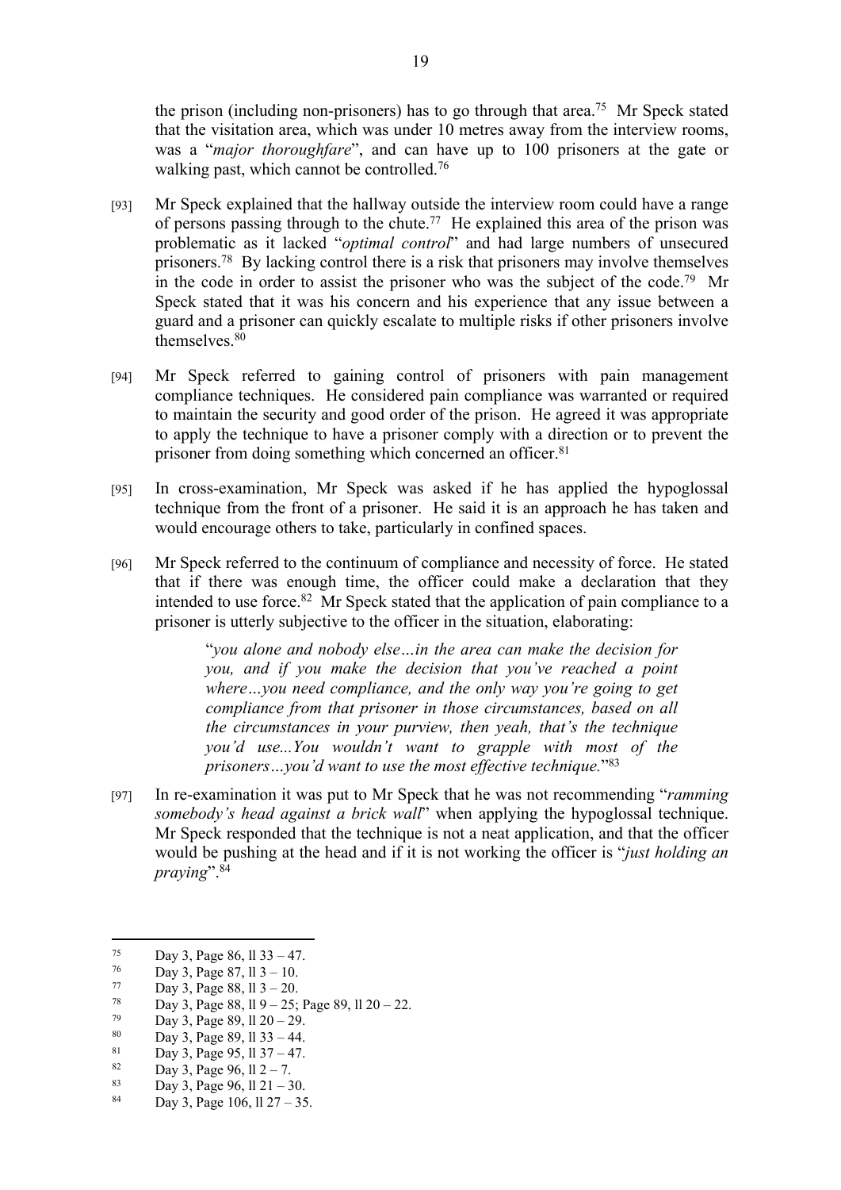the prison (including non-prisoners) has to go through that area.[75] Mr Speck stated that the visitation area, which was under 10 metres away from the interview rooms, was a "*major thoroughfare*", and can have up to 100 prisoners at the gate or walking past, which cannot be controlled.[76]

[93] Mr Speck explained that the hallway outside the interview room could have a range of persons passing through to the chute.[77] He explained this area of the prison was problematic as it lacked "*optimal control*" and had large numbers of unsecured prisoners.[78] By lacking control there is a risk that prisoners may involve themselves in the code in order to assist the prisoner who was the subject of the code.[79] Mr Speck stated that it was his concern and his experience that any issue between a guard and a prisoner can quickly escalate to multiple risks if other prisoners involve themselves.[80]

[94] Mr Speck referred to gaining control of prisoners with pain management compliance techniques. He considered pain compliance was warranted or required to maintain the security and good order of the prison. He agreed it was appropriate to apply the technique to have a prisoner comply with a direction or to prevent the prisoner from doing something which concerned an officer.[81]

[95] In cross-examination, Mr Speck was asked if he has applied the hypoglossal technique from the front of a prisoner. He said it is an approach he has taken and would encourage others to take, particularly in confined spaces.

[96] Mr Speck referred to the continuum of compliance and necessity of force. He stated that if there was enough time, the officer could make a declaration that they intended to use force.[82] Mr Speck stated that the application of pain compliance to a prisoner is utterly subjective to the officer in the situation, elaborating:

> "*you alone and nobody else…in the area can make the decision for you, and if you make the decision that you've reached a point where…you need compliance, and the only way you're going to get compliance from that prisoner in those circumstances, based on all the circumstances in your purview, then yeah, that's the technique you'd use...You wouldn't want to grapple with most of the prisoners…you'd want to use the most effective technique.*"[83]

[97] In re-examination it was put to Mr Speck that he was not recommending "*ramming somebody's head against a brick wall*" when applying the hypoglossal technique. Mr Speck responded that the technique is not a neat application, and that the officer would be pushing at the head and if it is not working the officer is "*just holding an praying*".[84]

---

[75] Day 3, Page 86, ll 33 – 47.

[76] Day 3, Page 87, ll 3 – 10.

[77] Day 3, Page 88, ll 3 – 20.

[78] Day 3, Page 88, ll 9 – 25; Page 89, ll 20 – 22.

[79] Day 3, Page 89, ll 20 – 29.

[80] Day 3, Page 89, ll 33 – 44.

[81] Day 3, Page 95, ll 37 – 47.

[82] Day 3, Page 96, ll 2 – 7.

[83] Day 3, Page 96, ll 21 – 30.

[84] Day 3, Page 106, ll 27 – 35.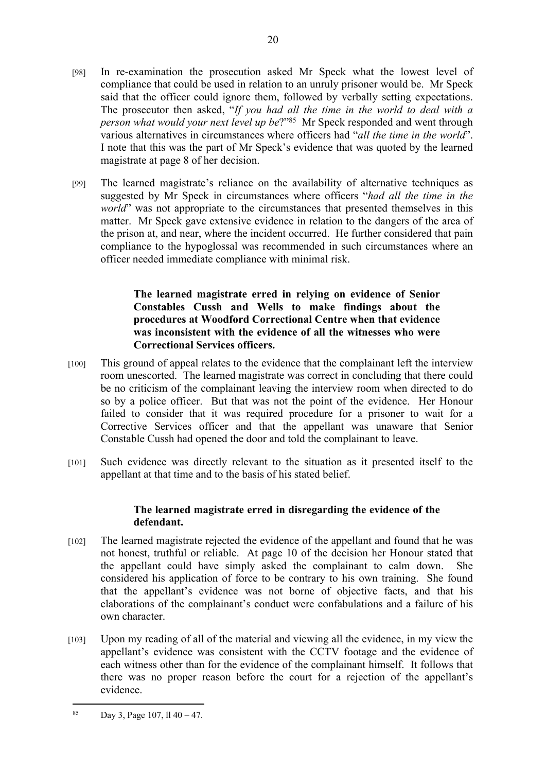[98] In re-examination the prosecution asked Mr Speck what the lowest level of compliance that could be used in relation to an unruly prisoner would be. Mr Speck said that the officer could ignore them, followed by verbally setting expectations. The prosecutor then asked, "*If you had all the time in the world to deal with a person what would your next level up be*?"[85] Mr Speck responded and went through various alternatives in circumstances where officers had "*all the time in the world*". I note that this was the part of Mr Speck's evidence that was quoted by the learned magistrate at page 8 of her decision.

[99] The learned magistrate's reliance on the availability of alternative techniques as suggested by Mr Speck in circumstances where officers "*had all the time in the world*" was not appropriate to the circumstances that presented themselves in this matter. Mr Speck gave extensive evidence in relation to the dangers of the area of the prison at, and near, where the incident occurred. He further considered that pain compliance to the hypoglossal was recommended in such circumstances where an officer needed immediate compliance with minimal risk.

**The learned magistrate erred in relying on evidence of Senior Constables Cussh and Wells to make findings about the procedures at Woodford Correctional Centre when that evidence was inconsistent with the evidence of all the witnesses who were Correctional Services officers.**

[100] This ground of appeal relates to the evidence that the complainant left the interview room unescorted. The learned magistrate was correct in concluding that there could be no criticism of the complainant leaving the interview room when directed to do so by a police officer. But that was not the point of the evidence. Her Honour failed to consider that it was required procedure for a prisoner to wait for a Corrective Services officer and that the appellant was unaware that Senior Constable Cussh had opened the door and told the complainant to leave.

[101] Such evidence was directly relevant to the situation as it presented itself to the appellant at that time and to the basis of his stated belief.

**The learned magistrate erred in disregarding the evidence of the defendant.**

[102] The learned magistrate rejected the evidence of the appellant and found that he was not honest, truthful or reliable. At page 10 of the decision her Honour stated that the appellant could have simply asked the complainant to calm down. She considered his application of force to be contrary to his own training. She found that the appellant's evidence was not borne of objective facts, and that his elaborations of the complainant's conduct were confabulations and a failure of his own character.

[103] Upon my reading of all of the material and viewing all the evidence, in my view the appellant's evidence was consistent with the CCTV footage and the evidence of each witness other than for the evidence of the complainant himself. It follows that there was no proper reason before the court for a rejection of the appellant's evidence.

---

[85] Day 3, Page 107, ll 40 – 47.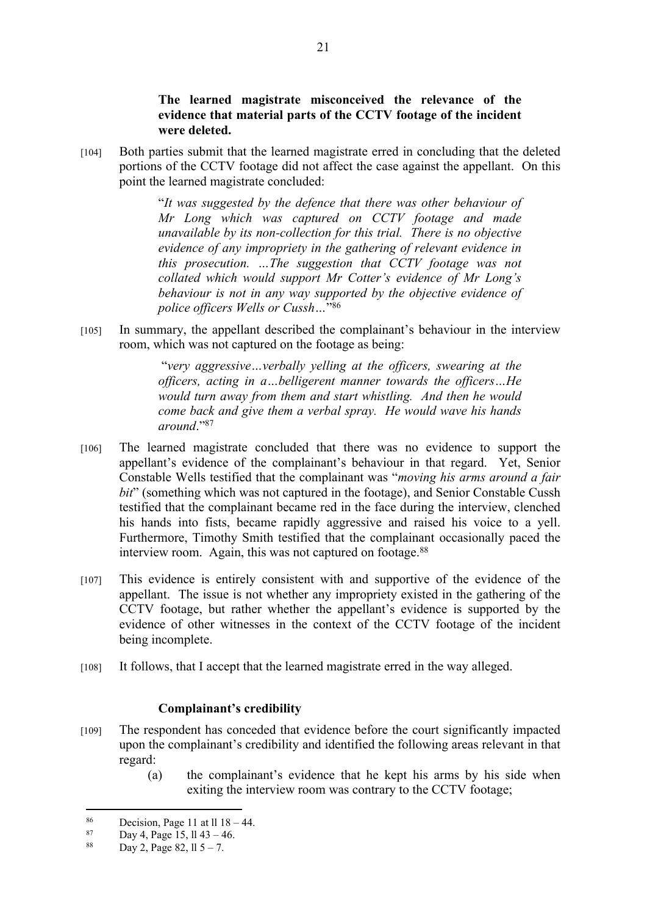**The learned magistrate misconceived the relevance of the evidence that material parts of the CCTV footage of the incident were deleted.**

[104] Both parties submit that the learned magistrate erred in concluding that the deleted portions of the CCTV footage did not affect the case against the appellant. On this point the learned magistrate concluded:

> "*It was suggested by the defence that there was other behaviour of Mr Long which was captured on CCTV footage and made unavailable by its non-collection for this trial. There is no objective evidence of any impropriety in the gathering of relevant evidence in this prosecution. …The suggestion that CCTV footage was not collated which would support Mr Cotter's evidence of Mr Long's behaviour is not in any way supported by the objective evidence of police officers Wells or Cussh…*"[86]

[105] In summary, the appellant described the complainant's behaviour in the interview room, which was not captured on the footage as being:

> "*very aggressive…verbally yelling at the officers, swearing at the officers, acting in a…belligerent manner towards the officers…He would turn away from them and start whistling. And then he would come back and give them a verbal spray. He would wave his hands around*."[87]

[106] The learned magistrate concluded that there was no evidence to support the appellant's evidence of the complainant's behaviour in that regard. Yet, Senior Constable Wells testified that the complainant was "*moving his arms around a fair bit*" (something which was not captured in the footage), and Senior Constable Cussh testified that the complainant became red in the face during the interview, clenched his hands into fists, became rapidly aggressive and raised his voice to a yell. Furthermore, Timothy Smith testified that the complainant occasionally paced the interview room. Again, this was not captured on footage.[88]

[107] This evidence is entirely consistent with and supportive of the evidence of the appellant. The issue is not whether any impropriety existed in the gathering of the CCTV footage, but rather whether the appellant's evidence is supported by the evidence of other witnesses in the context of the CCTV footage of the incident being incomplete.

[108] It follows, that I accept that the learned magistrate erred in the way alleged.

**Complainant's credibility**

[109] The respondent has conceded that evidence before the court significantly impacted upon the complainant's credibility and identified the following areas relevant in that regard:

(a) the complainant's evidence that he kept his arms by his side when exiting the interview room was contrary to the CCTV footage;

---

[86] Decision, Page 11 at ll 18 – 44.

[87] Day 4, Page 15, ll 43 – 46.

[88] Day 2, Page 82, ll 5 – 7.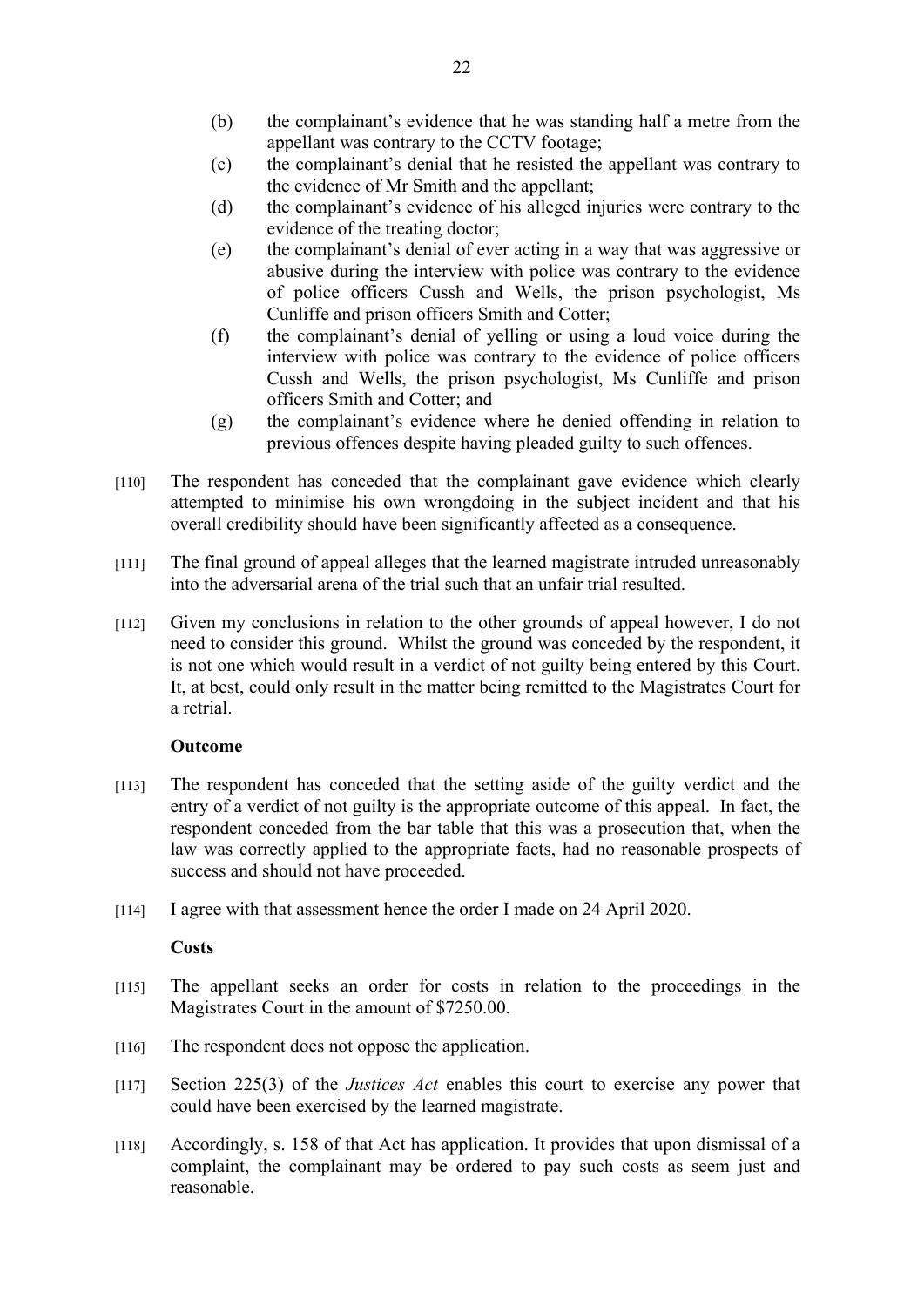(b) the complainant's evidence that he was standing half a metre from the appellant was contrary to the CCTV footage;

(c) the complainant's denial that he resisted the appellant was contrary to the evidence of Mr Smith and the appellant;

(d) the complainant's evidence of his alleged injuries were contrary to the evidence of the treating doctor;

(e) the complainant's denial of ever acting in a way that was aggressive or abusive during the interview with police was contrary to the evidence of police officers Cussh and Wells, the prison psychologist, Ms Cunliffe and prison officers Smith and Cotter;

(f) the complainant's denial of yelling or using a loud voice during the interview with police was contrary to the evidence of police officers Cussh and Wells, the prison psychologist, Ms Cunliffe and prison officers Smith and Cotter; and

(g) the complainant's evidence where he denied offending in relation to previous offences despite having pleaded guilty to such offences.

[110] The respondent has conceded that the complainant gave evidence which clearly attempted to minimise his own wrongdoing in the subject incident and that his overall credibility should have been significantly affected as a consequence.

[111] The final ground of appeal alleges that the learned magistrate intruded unreasonably into the adversarial arena of the trial such that an unfair trial resulted.

[112] Given my conclusions in relation to the other grounds of appeal however, I do not need to consider this ground. Whilst the ground was conceded by the respondent, it is not one which would result in a verdict of not guilty being entered by this Court. It, at best, could only result in the matter being remitted to the Magistrates Court for a retrial.

**Outcome**

[113] The respondent has conceded that the setting aside of the guilty verdict and the entry of a verdict of not guilty is the appropriate outcome of this appeal. In fact, the respondent conceded from the bar table that this was a prosecution that, when the law was correctly applied to the appropriate facts, had no reasonable prospects of success and should not have proceeded.

[114] I agree with that assessment hence the order I made on 24 April 2020.

**Costs**

[115] The appellant seeks an order for costs in relation to the proceedings in the Magistrates Court in the amount of $7250.00.

[116] The respondent does not oppose the application.

[117] Section 225(3) of the *Justices Act* enables this court to exercise any power that could have been exercised by the learned magistrate.

[118] Accordingly, s. 158 of that Act has application. It provides that upon dismissal of a complaint, the complainant may be ordered to pay such costs as seem just and reasonable.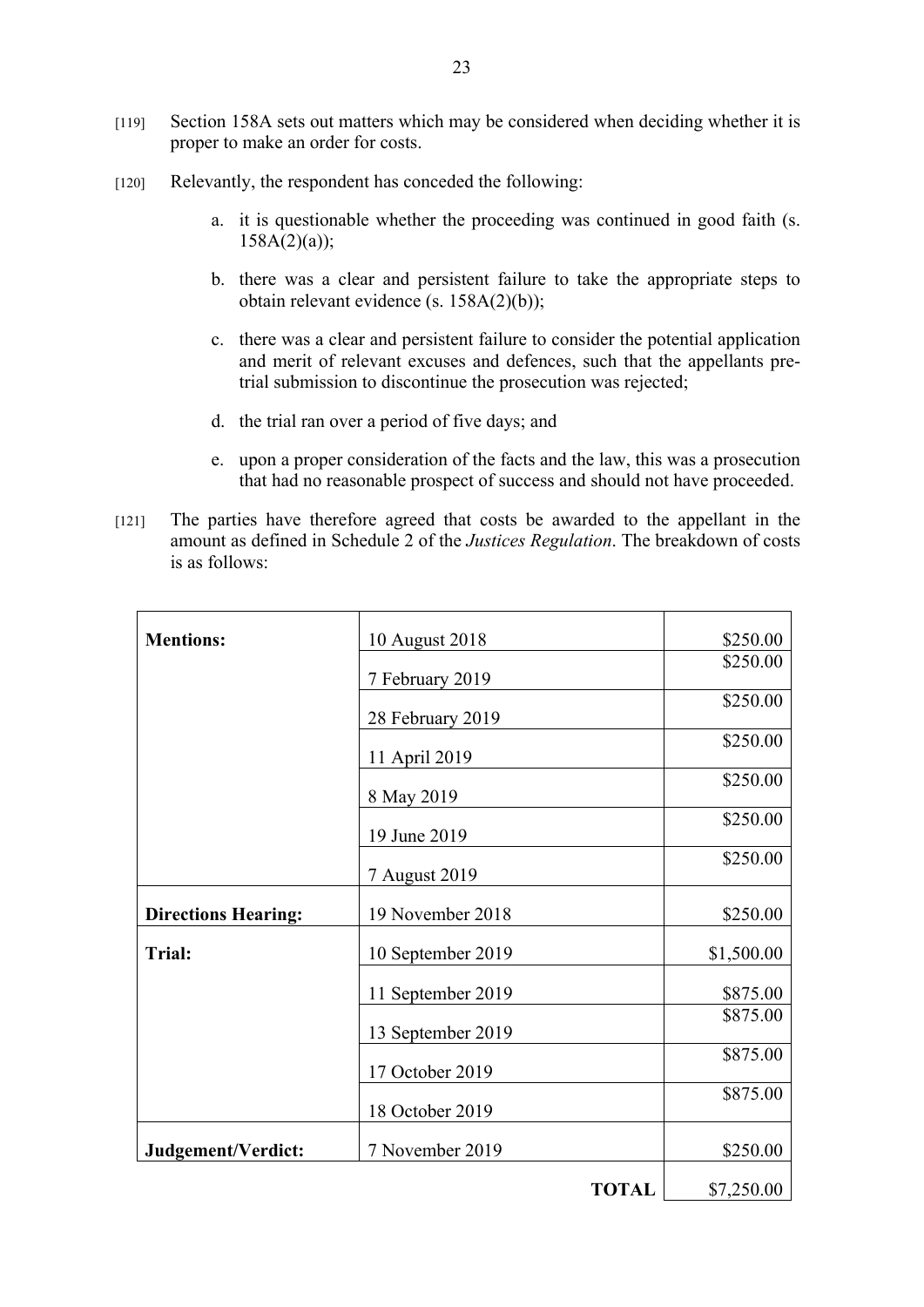[119] Section 158A sets out matters which may be considered when deciding whether it is proper to make an order for costs.

[120] Relevantly, the respondent has conceded the following:

a. it is questionable whether the proceeding was continued in good faith (s. 158A(2)(a));

b. there was a clear and persistent failure to take the appropriate steps to obtain relevant evidence (s. 158A(2)(b));

c. there was a clear and persistent failure to consider the potential application and merit of relevant excuses and defences, such that the appellants pre-trial submission to discontinue the prosecution was rejected;

d. the trial ran over a period of five days; and

e. upon a proper consideration of the facts and the law, this was a prosecution that had no reasonable prospect of success and should not have proceeded.

[121] The parties have therefore agreed that costs be awarded to the appellant in the amount as defined in Schedule 2 of the *Justices Regulation*. The breakdown of costs is as follows:

| | | |
|---|---|---|
| **Mentions:** | 10 August 2018 | $250.00 |
| | 7 February 2019 | $250.00 |
| | 28 February 2019 | $250.00 |
| | 11 April 2019 | $250.00 |
| | 8 May 2019 | $250.00 |
| | 19 June 2019 | $250.00 |
| | 7 August 2019 | $250.00 |
| **Directions Hearing:** | 19 November 2018 | $250.00 |
| **Trial:** | 10 September 2019 | $1,500.00 |
| | 11 September 2019 | $875.00 |
| | 13 September 2019 | $875.00 |
| | 17 October 2019 | $875.00 |
| | 18 October 2019 | $875.00 |
| **Judgement/Verdict:** | 7 November 2019 | $250.00 |
| | **TOTAL** | $7,250.00 |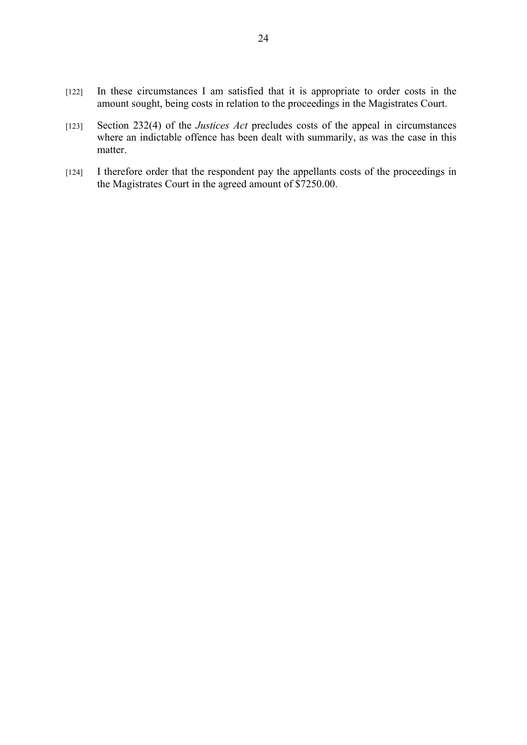[122] In these circumstances I am satisfied that it is appropriate to order costs in the amount sought, being costs in relation to the proceedings in the Magistrates Court.

[123] Section 232(4) of the *Justices Act* precludes costs of the appeal in circumstances where an indictable offence has been dealt with summarily, as was the case in this matter.

[124] I therefore order that the respondent pay the appellants costs of the proceedings in the Magistrates Court in the agreed amount of $7250.00.